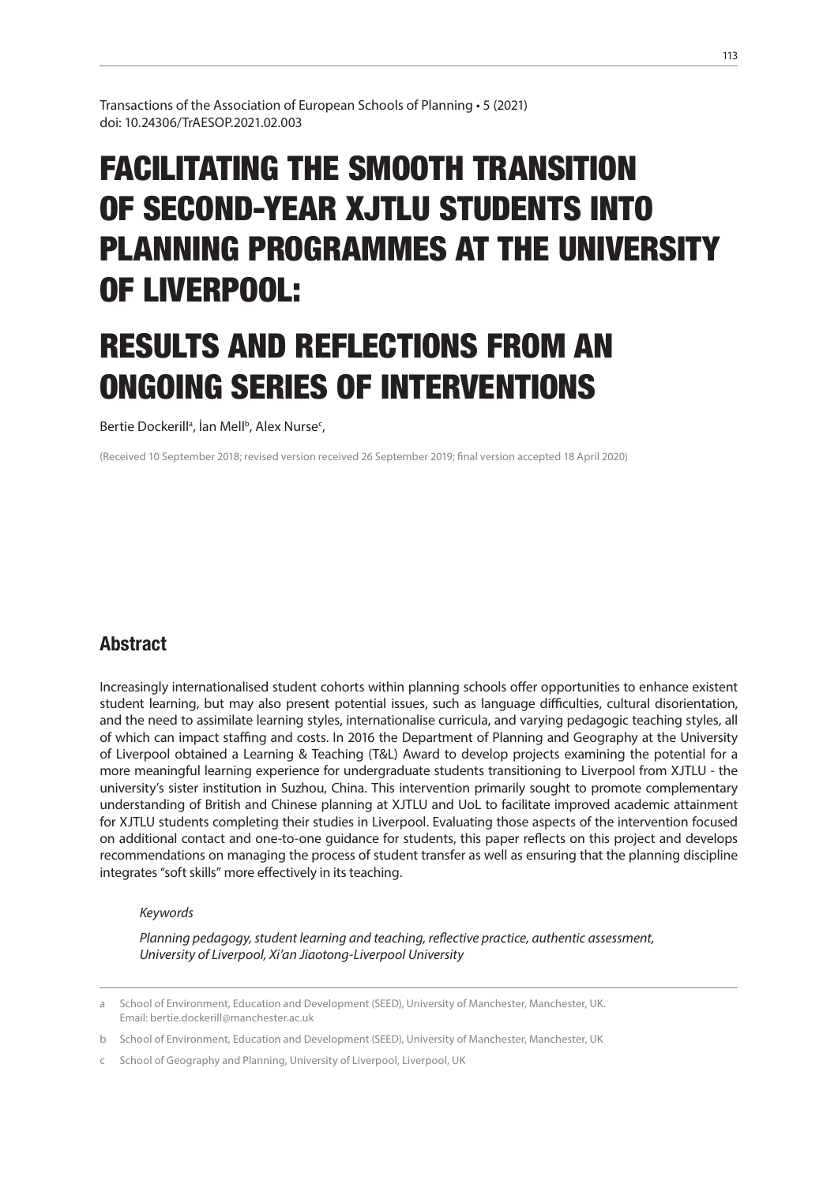Transactions of the Association of European Schools of Planning • 5 (2021)
doi: 10.24306/TrAESOP.2021.02.003

# FACILITATING THE SMOOTH TRANSITION OF SECOND-YEAR XJTLU STUDENTS INTO PLANNING PROGRAMMES AT THE UNIVERSITY OF LIVERPOOL:

# RESULTS AND REFLECTIONS FROM AN ONGOING SERIES OF INTERVENTIONS

Bertie Dockerill[a], İan Mell[b], Alex Nurse[c],

(Received 10 September 2018; revised version received 26 September 2019; final version accepted 18 April 2020)

## Abstract

Increasingly internationalised student cohorts within planning schools offer opportunities to enhance existent student learning, but may also present potential issues, such as language difficulties, cultural disorientation, and the need to assimilate learning styles, internationalise curricula, and varying pedagogic teaching styles, all of which can impact staffing and costs. In 2016 the Department of Planning and Geography at the University of Liverpool obtained a Learning & Teaching (T&L) Award to develop projects examining the potential for a more meaningful learning experience for undergraduate students transitioning to Liverpool from XJTLU - the university's sister institution in Suzhou, China. This intervention primarily sought to promote complementary understanding of British and Chinese planning at XJTLU and UoL to facilitate improved academic attainment for XJTLU students completing their studies in Liverpool. Evaluating those aspects of the intervention focused on additional contact and one-to-one guidance for students, this paper reflects on this project and develops recommendations on managing the process of student transfer as well as ensuring that the planning discipline integrates "soft skills" more effectively in its teaching.

*Keywords*

*Planning pedagogy, student learning and teaching, reflective practice, authentic assessment, University of Liverpool, Xi'an Jiaotong-Liverpool University*

---

a School of Environment, Education and Development (SEED), University of Manchester, Manchester, UK. Email: bertie.dockerill@manchester.ac.uk

b School of Environment, Education and Development (SEED), University of Manchester, Manchester, UK

c School of Geography and Planning, University of Liverpool, Liverpool, UK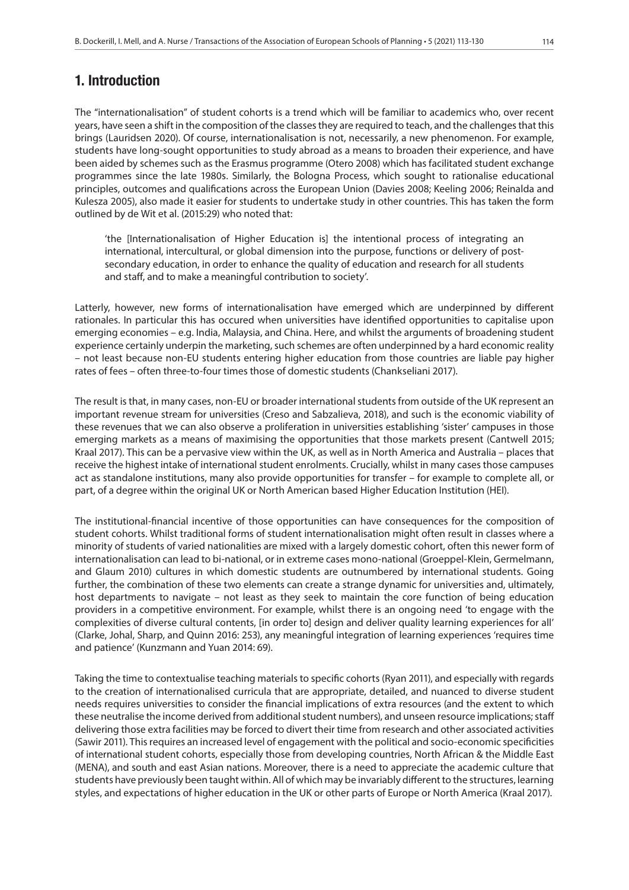## 1. Introduction

The "internationalisation" of student cohorts is a trend which will be familiar to academics who, over recent years, have seen a shift in the composition of the classes they are required to teach, and the challenges that this brings (Lauridsen 2020). Of course, internationalisation is not, necessarily, a new phenomenon. For example, students have long-sought opportunities to study abroad as a means to broaden their experience, and have been aided by schemes such as the Erasmus programme (Otero 2008) which has facilitated student exchange programmes since the late 1980s. Similarly, the Bologna Process, which sought to rationalise educational principles, outcomes and qualifications across the European Union (Davies 2008; Keeling 2006; Reinalda and Kulesza 2005), also made it easier for students to undertake study in other countries. This has taken the form outlined by de Wit et al. (2015:29) who noted that:

> 'the [Internationalisation of Higher Education is] the intentional process of integrating an international, intercultural, or global dimension into the purpose, functions or delivery of post-secondary education, in order to enhance the quality of education and research for all students and staff, and to make a meaningful contribution to society'.

Latterly, however, new forms of internationalisation have emerged which are underpinned by different rationales. In particular this has occured when universities have identified opportunities to capitalise upon emerging economies – e.g. India, Malaysia, and China. Here, and whilst the arguments of broadening student experience certainly underpin the marketing, such schemes are often underpinned by a hard economic reality – not least because non-EU students entering higher education from those countries are liable pay higher rates of fees – often three-to-four times those of domestic students (Chankseliani 2017).

The result is that, in many cases, non-EU or broader international students from outside of the UK represent an important revenue stream for universities (Creso and Sabzalieva, 2018), and such is the economic viability of these revenues that we can also observe a proliferation in universities establishing 'sister' campuses in those emerging markets as a means of maximising the opportunities that those markets present (Cantwell 2015; Kraal 2017). This can be a pervasive view within the UK, as well as in North America and Australia – places that receive the highest intake of international student enrolments. Crucially, whilst in many cases those campuses act as standalone institutions, many also provide opportunities for transfer – for example to complete all, or part, of a degree within the original UK or North American based Higher Education Institution (HEI).

The institutional-financial incentive of those opportunities can have consequences for the composition of student cohorts. Whilst traditional forms of student internationalisation might often result in classes where a minority of students of varied nationalities are mixed with a largely domestic cohort, often this newer form of internationalisation can lead to bi-national, or in extreme cases mono-national (Groeppel-Klein, Germelmann, and Glaum 2010) cultures in which domestic students are outnumbered by international students. Going further, the combination of these two elements can create a strange dynamic for universities and, ultimately, host departments to navigate – not least as they seek to maintain the core function of being education providers in a competitive environment. For example, whilst there is an ongoing need 'to engage with the complexities of diverse cultural contents, [in order to] design and deliver quality learning experiences for all' (Clarke, Johal, Sharp, and Quinn 2016: 253), any meaningful integration of learning experiences 'requires time and patience' (Kunzmann and Yuan 2014: 69).

Taking the time to contextualise teaching materials to specific cohorts (Ryan 2011), and especially with regards to the creation of internationalised curricula that are appropriate, detailed, and nuanced to diverse student needs requires universities to consider the financial implications of extra resources (and the extent to which these neutralise the income derived from additional student numbers), and unseen resource implications; staff delivering those extra facilities may be forced to divert their time from research and other associated activities (Sawir 2011). This requires an increased level of engagement with the political and socio-economic specificities of international student cohorts, especially those from developing countries, North African & the Middle East (MENA), and south and east Asian nations. Moreover, there is a need to appreciate the academic culture that students have previously been taught within. All of which may be invariably different to the structures, learning styles, and expectations of higher education in the UK or other parts of Europe or North America (Kraal 2017).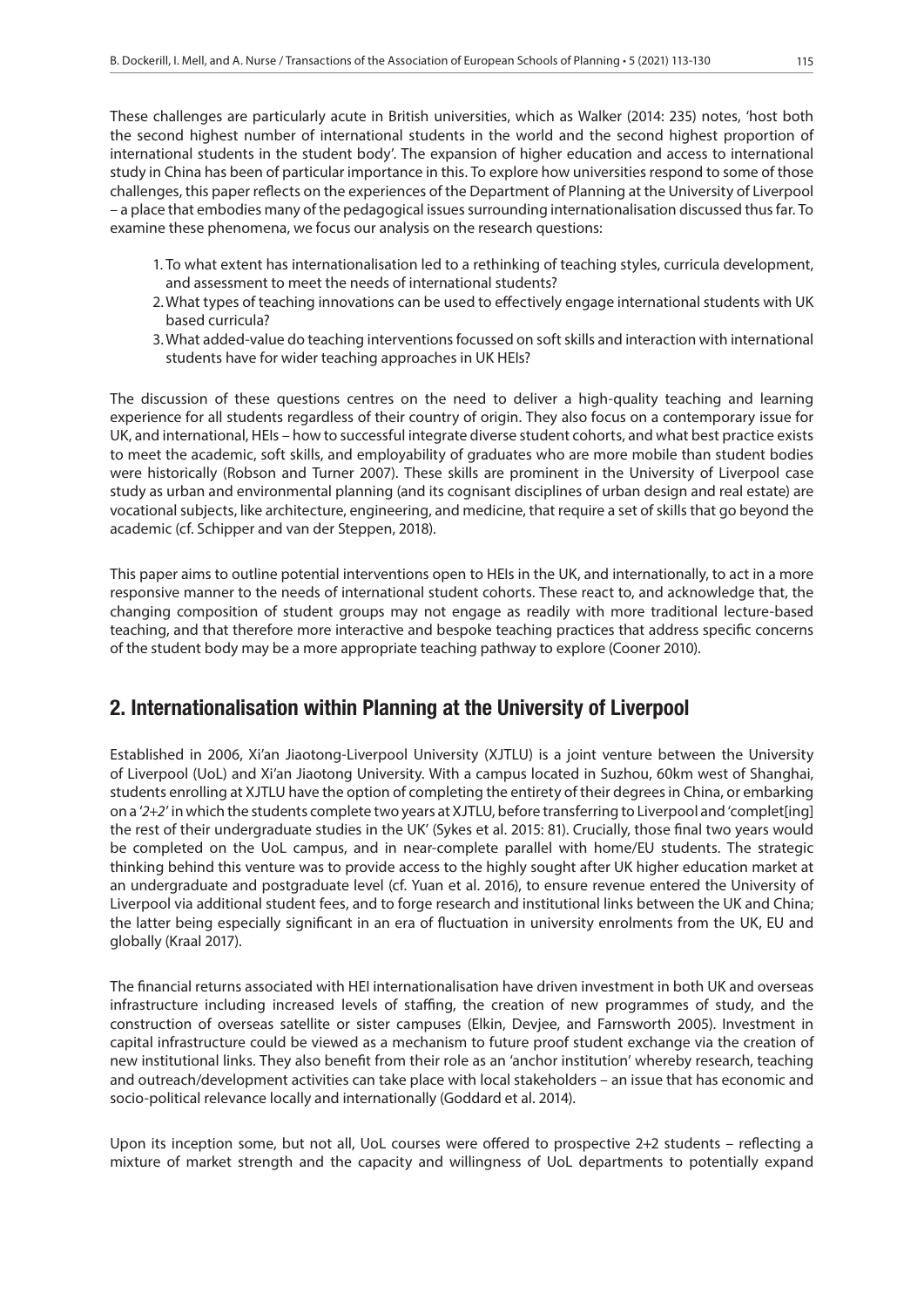These challenges are particularly acute in British universities, which as Walker (2014: 235) notes, 'host both the second highest number of international students in the world and the second highest proportion of international students in the student body'. The expansion of higher education and access to international study in China has been of particular importance in this. To explore how universities respond to some of those challenges, this paper reflects on the experiences of the Department of Planning at the University of Liverpool – a place that embodies many of the pedagogical issues surrounding internationalisation discussed thus far. To examine these phenomena, we focus our analysis on the research questions:

1. To what extent has internationalisation led to a rethinking of teaching styles, curricula development, and assessment to meet the needs of international students?
2. What types of teaching innovations can be used to effectively engage international students with UK based curricula?
3. What added-value do teaching interventions focussed on soft skills and interaction with international students have for wider teaching approaches in UK HEIs?

The discussion of these questions centres on the need to deliver a high-quality teaching and learning experience for all students regardless of their country of origin. They also focus on a contemporary issue for UK, and international, HEIs – how to successful integrate diverse student cohorts, and what best practice exists to meet the academic, soft skills, and employability of graduates who are more mobile than student bodies were historically (Robson and Turner 2007). These skills are prominent in the University of Liverpool case study as urban and environmental planning (and its cognisant disciplines of urban design and real estate) are vocational subjects, like architecture, engineering, and medicine, that require a set of skills that go beyond the academic (cf. Schipper and van der Steppen, 2018).

This paper aims to outline potential interventions open to HEIs in the UK, and internationally, to act in a more responsive manner to the needs of international student cohorts. These react to, and acknowledge that, the changing composition of student groups may not engage as readily with more traditional lecture-based teaching, and that therefore more interactive and bespoke teaching practices that address specific concerns of the student body may be a more appropriate teaching pathway to explore (Cooner 2010).

## 2. Internationalisation within Planning at the University of Liverpool

Established in 2006, Xi'an Jiaotong-Liverpool University (XJTLU) is a joint venture between the University of Liverpool (UoL) and Xi'an Jiaotong University. With a campus located in Suzhou, 60km west of Shanghai, students enrolling at XJTLU have the option of completing the entirety of their degrees in China, or embarking on a '*2+2*' in which the students complete two years at XJTLU, before transferring to Liverpool and 'complet[ing] the rest of their undergraduate studies in the UK' (Sykes et al. 2015: 81). Crucially, those final two years would be completed on the UoL campus, and in near-complete parallel with home/EU students. The strategic thinking behind this venture was to provide access to the highly sought after UK higher education market at an undergraduate and postgraduate level (cf. Yuan et al. 2016), to ensure revenue entered the University of Liverpool via additional student fees, and to forge research and institutional links between the UK and China; the latter being especially significant in an era of fluctuation in university enrolments from the UK, EU and globally (Kraal 2017).

The financial returns associated with HEI internationalisation have driven investment in both UK and overseas infrastructure including increased levels of staffing, the creation of new programmes of study, and the construction of overseas satellite or sister campuses (Elkin, Devjee, and Farnsworth 2005). Investment in capital infrastructure could be viewed as a mechanism to future proof student exchange via the creation of new institutional links. They also benefit from their role as an 'anchor institution' whereby research, teaching and outreach/development activities can take place with local stakeholders – an issue that has economic and socio-political relevance locally and internationally (Goddard et al. 2014).

Upon its inception some, but not all, UoL courses were offered to prospective 2+2 students – reflecting a mixture of market strength and the capacity and willingness of UoL departments to potentially expand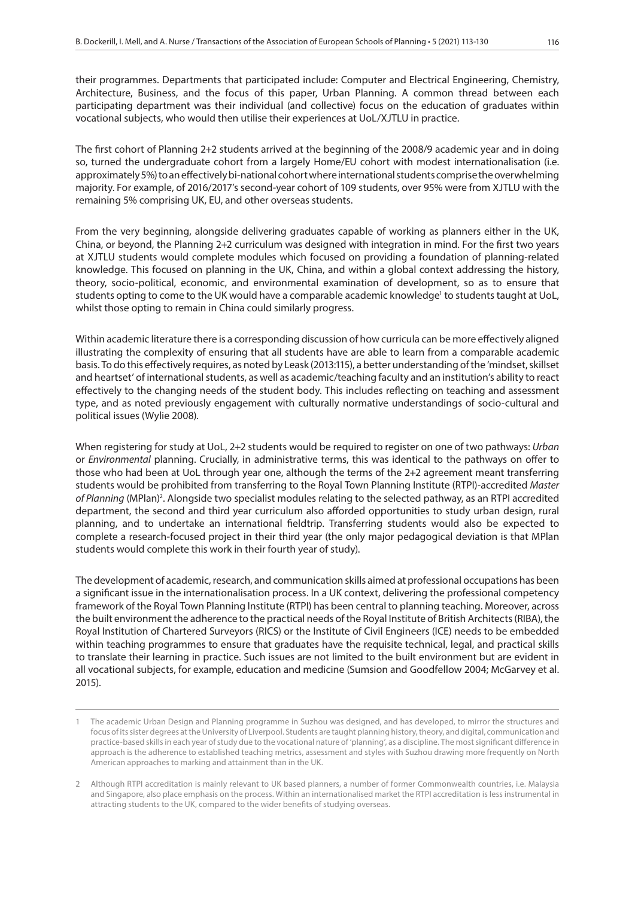their programmes. Departments that participated include: Computer and Electrical Engineering, Chemistry, Architecture, Business, and the focus of this paper, Urban Planning. A common thread between each participating department was their individual (and collective) focus on the education of graduates within vocational subjects, who would then utilise their experiences at UoL/XJTLU in practice.

The first cohort of Planning 2+2 students arrived at the beginning of the 2008/9 academic year and in doing so, turned the undergraduate cohort from a largely Home/EU cohort with modest internationalisation (i.e. approximately 5%) to an effectively bi-national cohort where international students comprise the overwhelming majority. For example, of 2016/2017's second-year cohort of 109 students, over 95% were from XJTLU with the remaining 5% comprising UK, EU, and other overseas students.

From the very beginning, alongside delivering graduates capable of working as planners either in the UK, China, or beyond, the Planning 2+2 curriculum was designed with integration in mind. For the first two years at XJTLU students would complete modules which focused on providing a foundation of planning-related knowledge. This focused on planning in the UK, China, and within a global context addressing the history, theory, socio-political, economic, and environmental examination of development, so as to ensure that students opting to come to the UK would have a comparable academic knowledge[1] to students taught at UoL, whilst those opting to remain in China could similarly progress.

Within academic literature there is a corresponding discussion of how curricula can be more effectively aligned illustrating the complexity of ensuring that all students have are able to learn from a comparable academic basis. To do this effectively requires, as noted by Leask (2013:115), a better understanding of the 'mindset, skillset and heartset' of international students, as well as academic/teaching faculty and an institution's ability to react effectively to the changing needs of the student body. This includes reflecting on teaching and assessment type, and as noted previously engagement with culturally normative understandings of socio-cultural and political issues (Wylie 2008).

When registering for study at UoL, 2+2 students would be required to register on one of two pathways: *Urban* or *Environmental* planning. Crucially, in administrative terms, this was identical to the pathways on offer to those who had been at UoL through year one, although the terms of the 2+2 agreement meant transferring students would be prohibited from transferring to the Royal Town Planning Institute (RTPI)-accredited *Master of Planning* (MPlan)[2]. Alongside two specialist modules relating to the selected pathway, as an RTPI accredited department, the second and third year curriculum also afforded opportunities to study urban design, rural planning, and to undertake an international fieldtrip. Transferring students would also be expected to complete a research-focused project in their third year (the only major pedagogical deviation is that MPlan students would complete this work in their fourth year of study).

The development of academic, research, and communication skills aimed at professional occupations has been a significant issue in the internationalisation process. In a UK context, delivering the professional competency framework of the Royal Town Planning Institute (RTPI) has been central to planning teaching. Moreover, across the built environment the adherence to the practical needs of the Royal Institute of British Architects (RIBA), the Royal Institution of Chartered Surveyors (RICS) or the Institute of Civil Engineers (ICE) needs to be embedded within teaching programmes to ensure that graduates have the requisite technical, legal, and practical skills to translate their learning in practice. Such issues are not limited to the built environment but are evident in all vocational subjects, for example, education and medicine (Sumsion and Goodfellow 2004; McGarvey et al. 2015).

---

1 The academic Urban Design and Planning programme in Suzhou was designed, and has developed, to mirror the structures and focus of its sister degrees at the University of Liverpool. Students are taught planning history, theory, and digital, communication and practice-based skills in each year of study due to the vocational nature of 'planning', as a discipline. The most significant difference in approach is the adherence to established teaching metrics, assessment and styles with Suzhou drawing more frequently on North American approaches to marking and attainment than in the UK.

2 Although RTPI accreditation is mainly relevant to UK based planners, a number of former Commonwealth countries, i.e. Malaysia and Singapore, also place emphasis on the process. Within an internationalised market the RTPI accreditation is less instrumental in attracting students to the UK, compared to the wider benefits of studying overseas.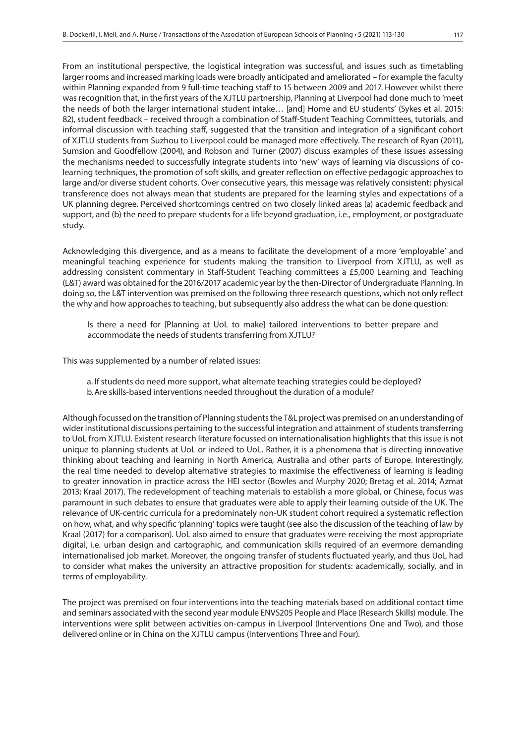From an institutional perspective, the logistical integration was successful, and issues such as timetabling larger rooms and increased marking loads were broadly anticipated and ameliorated – for example the faculty within Planning expanded from 9 full-time teaching staff to 15 between 2009 and 2017. However whilst there was recognition that, in the first years of the XJTLU partnership, Planning at Liverpool had done much to 'meet the needs of both the larger international student intake… [and] Home and EU students' (Sykes et al. 2015: 82), student feedback – received through a combination of Staff-Student Teaching Committees, tutorials, and informal discussion with teaching staff, suggested that the transition and integration of a significant cohort of XJTLU students from Suzhou to Liverpool could be managed more effectively. The research of Ryan (2011), Sumsion and Goodfellow (2004), and Robson and Turner (2007) discuss examples of these issues assessing the mechanisms needed to successfully integrate students into 'new' ways of learning via discussions of co-learning techniques, the promotion of soft skills, and greater reflection on effective pedagogic approaches to large and/or diverse student cohorts. Over consecutive years, this message was relatively consistent: physical transference does not always mean that students are prepared for the learning styles and expectations of a UK planning degree. Perceived shortcomings centred on two closely linked areas (a) academic feedback and support, and (b) the need to prepare students for a life beyond graduation, i.e., employment, or postgraduate study.

Acknowledging this divergence, and as a means to facilitate the development of a more 'employable' and meaningful teaching experience for students making the transition to Liverpool from XJTLU, as well as addressing consistent commentary in Staff-Student Teaching committees a £5,000 Learning and Teaching (L&T) award was obtained for the 2016/2017 academic year by the then-Director of Undergraduate Planning. In doing so, the L&T intervention was premised on the following three research questions, which not only reflect the why and how approaches to teaching, but subsequently also address the what can be done question:

> Is there a need for [Planning at UoL to make] tailored interventions to better prepare and accommodate the needs of students transferring from XJTLU?

This was supplemented by a number of related issues:

> a. If students do need more support, what alternate teaching strategies could be deployed?
> b. Are skills-based interventions needed throughout the duration of a module?

Although focussed on the transition of Planning students the T&L project was premised on an understanding of wider institutional discussions pertaining to the successful integration and attainment of students transferring to UoL from XJTLU. Existent research literature focussed on internationalisation highlights that this issue is not unique to planning students at UoL or indeed to UoL. Rather, it is a phenomena that is directing innovative thinking about teaching and learning in North America, Australia and other parts of Europe. Interestingly, the real time needed to develop alternative strategies to maximise the effectiveness of learning is leading to greater innovation in practice across the HEI sector (Bowles and Murphy 2020; Bretag et al. 2014; Azmat 2013; Kraal 2017). The redevelopment of teaching materials to establish a more global, or Chinese, focus was paramount in such debates to ensure that graduates were able to apply their learning outside of the UK. The relevance of UK-centric curricula for a predominately non-UK student cohort required a systematic reflection on how, what, and why specific 'planning' topics were taught (see also the discussion of the teaching of law by Kraal (2017) for a comparison). UoL also aimed to ensure that graduates were receiving the most appropriate digital, i.e. urban design and cartographic, and communication skills required of an evermore demanding internationalised job market. Moreover, the ongoing transfer of students fluctuated yearly, and thus UoL had to consider what makes the university an attractive proposition for students: academically, socially, and in terms of employability.

The project was premised on four interventions into the teaching materials based on additional contact time and seminars associated with the second year module ENVS205 People and Place (Research Skills) module. The interventions were split between activities on-campus in Liverpool (Interventions One and Two), and those delivered online or in China on the XJTLU campus (Interventions Three and Four).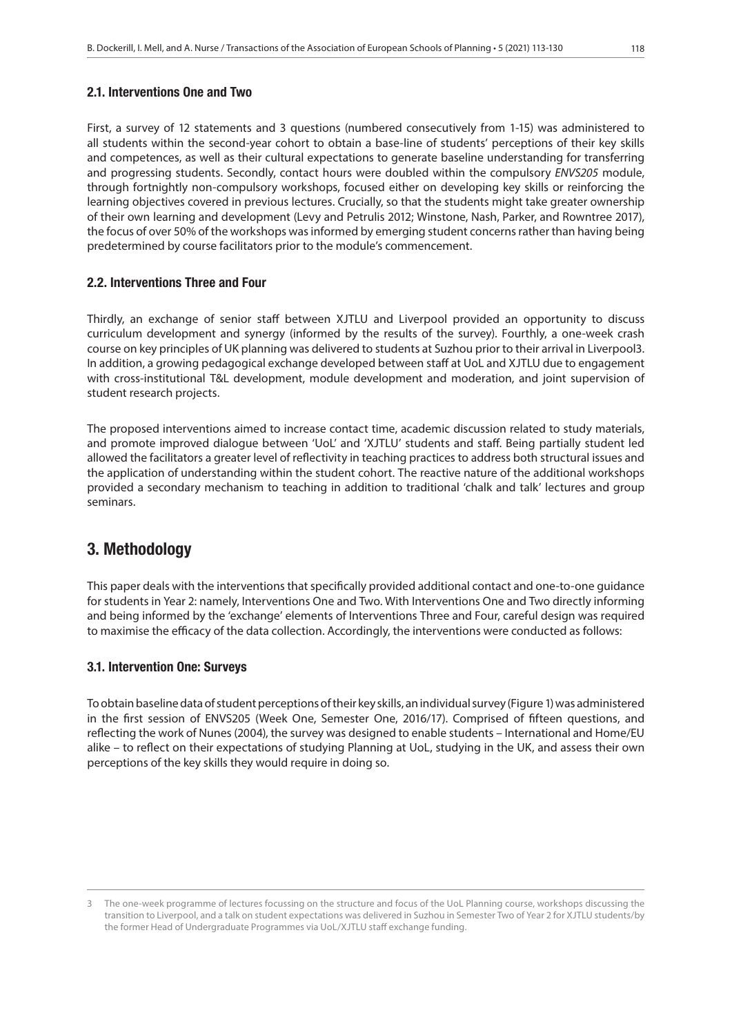### 2.1. Interventions One and Two

First, a survey of 12 statements and 3 questions (numbered consecutively from 1-15) was administered to all students within the second-year cohort to obtain a base-line of students' perceptions of their key skills and competences, as well as their cultural expectations to generate baseline understanding for transferring and progressing students. Secondly, contact hours were doubled within the compulsory *ENVS205* module, through fortnightly non-compulsory workshops, focused either on developing key skills or reinforcing the learning objectives covered in previous lectures. Crucially, so that the students might take greater ownership of their own learning and development (Levy and Petrulis 2012; Winstone, Nash, Parker, and Rowntree 2017), the focus of over 50% of the workshops was informed by emerging student concerns rather than having being predetermined by course facilitators prior to the module's commencement.

### 2.2. Interventions Three and Four

Thirdly, an exchange of senior staff between XJTLU and Liverpool provided an opportunity to discuss curriculum development and synergy (informed by the results of the survey). Fourthly, a one-week crash course on key principles of UK planning was delivered to students at Suzhou prior to their arrival in Liverpool[3]. In addition, a growing pedagogical exchange developed between staff at UoL and XJTLU due to engagement with cross-institutional T&L development, module development and moderation, and joint supervision of student research projects.

The proposed interventions aimed to increase contact time, academic discussion related to study materials, and promote improved dialogue between 'UoL' and 'XJTLU' students and staff. Being partially student led allowed the facilitators a greater level of reflectivity in teaching practices to address both structural issues and the application of understanding within the student cohort. The reactive nature of the additional workshops provided a secondary mechanism to teaching in addition to traditional 'chalk and talk' lectures and group seminars.

## 3. Methodology

This paper deals with the interventions that specifically provided additional contact and one-to-one guidance for students in Year 2: namely, Interventions One and Two. With Interventions One and Two directly informing and being informed by the 'exchange' elements of Interventions Three and Four, careful design was required to maximise the efficacy of the data collection. Accordingly, the interventions were conducted as follows:

### 3.1. Intervention One: Surveys

To obtain baseline data of student perceptions of their key skills, an individual survey (Figure 1) was administered in the first session of ENVS205 (Week One, Semester One, 2016/17). Comprised of fifteen questions, and reflecting the work of Nunes (2004), the survey was designed to enable students – International and Home/EU alike – to reflect on their expectations of studying Planning at UoL, studying in the UK, and assess their own perceptions of the key skills they would require in doing so.

---

3 The one-week programme of lectures focussing on the structure and focus of the UoL Planning course, workshops discussing the transition to Liverpool, and a talk on student expectations was delivered in Suzhou in Semester Two of Year 2 for XJTLU students/by the former Head of Undergraduate Programmes via UoL/XJTLU staff exchange funding.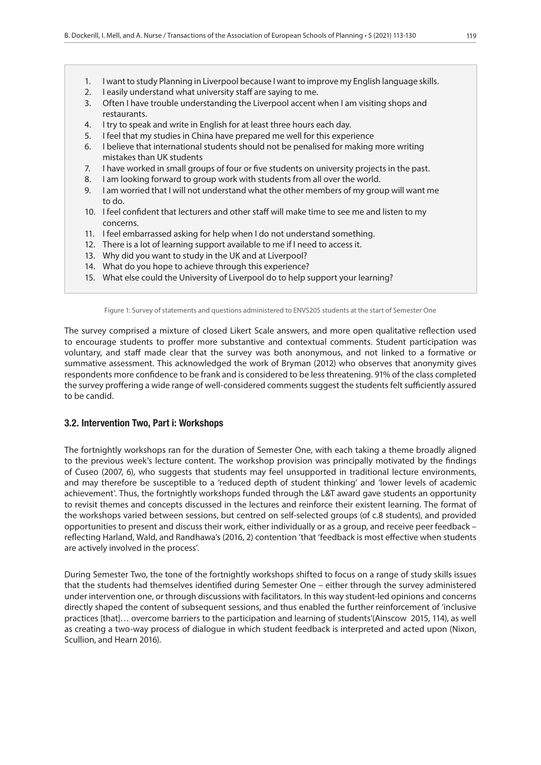1. I want to study Planning in Liverpool because I want to improve my English language skills.
2. I easily understand what university staff are saying to me.
3. Often I have trouble understanding the Liverpool accent when I am visiting shops and restaurants.
4. I try to speak and write in English for at least three hours each day.
5. I feel that my studies in China have prepared me well for this experience
6. I believe that international students should not be penalised for making more writing mistakes than UK students
7. I have worked in small groups of four or five students on university projects in the past.
8. I am looking forward to group work with students from all over the world.
9. I am worried that I will not understand what the other members of my group will want me to do.
10. I feel confident that lecturers and other staff will make time to see me and listen to my concerns.
11. I feel embarrassed asking for help when I do not understand something.
12. There is a lot of learning support available to me if I need to access it.
13. Why did you want to study in the UK and at Liverpool?
14. What do you hope to achieve through this experience?
15. What else could the University of Liverpool do to help support your learning?

Figure 1: Survey of statements and questions administered to ENVS205 students at the start of Semester One

The survey comprised a mixture of closed Likert Scale answers, and more open qualitative reflection used to encourage students to proffer more substantive and contextual comments. Student participation was voluntary, and staff made clear that the survey was both anonymous, and not linked to a formative or summative assessment. This acknowledged the work of Bryman (2012) who observes that anonymity gives respondents more confidence to be frank and is considered to be less threatening. 91% of the class completed the survey proffering a wide range of well-considered comments suggest the students felt sufficiently assured to be candid.

### 3.2. Intervention Two, Part i: Workshops

The fortnightly workshops ran for the duration of Semester One, with each taking a theme broadly aligned to the previous week's lecture content. The workshop provision was principally motivated by the findings of Cuseo (2007, 6), who suggests that students may feel unsupported in traditional lecture environments, and may therefore be susceptible to a 'reduced depth of student thinking' and 'lower levels of academic achievement'. Thus, the fortnightly workshops funded through the L&T award gave students an opportunity to revisit themes and concepts discussed in the lectures and reinforce their existent learning. The format of the workshops varied between sessions, but centred on self-selected groups (of c.8 students), and provided opportunities to present and discuss their work, either individually or as a group, and receive peer feedback – reflecting Harland, Wald, and Randhawa's (2016, 2) contention 'that 'feedback is most effective when students are actively involved in the process'.

During Semester Two, the tone of the fortnightly workshops shifted to focus on a range of study skills issues that the students had themselves identified during Semester One – either through the survey administered under intervention one, or through discussions with facilitators. In this way student-led opinions and concerns directly shaped the content of subsequent sessions, and thus enabled the further reinforcement of 'inclusive practices [that]… overcome barriers to the participation and learning of students'(Ainscow 2015, 114), as well as creating a two-way process of dialogue in which student feedback is interpreted and acted upon (Nixon, Scullion, and Hearn 2016).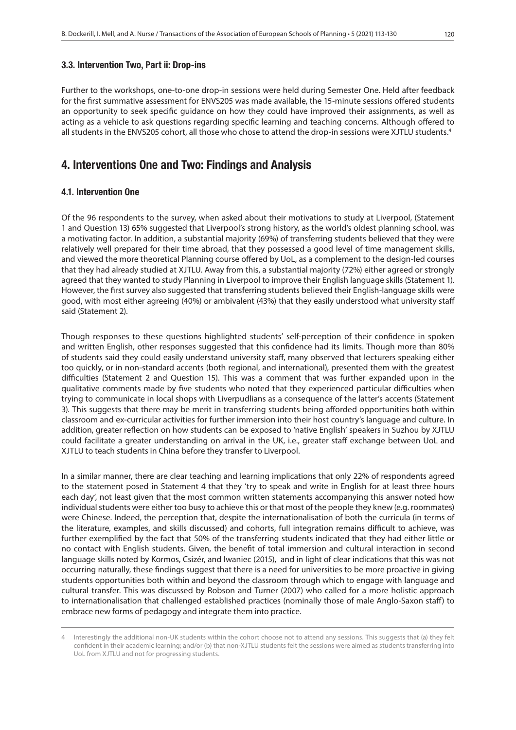### 3.3. Intervention Two, Part ii: Drop-ins

Further to the workshops, one-to-one drop-in sessions were held during Semester One. Held after feedback for the first summative assessment for ENVS205 was made available, the 15-minute sessions offered students an opportunity to seek specific guidance on how they could have improved their assignments, as well as acting as a vehicle to ask questions regarding specific learning and teaching concerns. Although offered to all students in the ENVS205 cohort, all those who chose to attend the drop-in sessions were XJTLU students.[4]

## 4. Interventions One and Two: Findings and Analysis

### 4.1. Intervention One

Of the 96 respondents to the survey, when asked about their motivations to study at Liverpool, (Statement 1 and Question 13) 65% suggested that Liverpool's strong history, as the world's oldest planning school, was a motivating factor. In addition, a substantial majority (69%) of transferring students believed that they were relatively well prepared for their time abroad, that they possessed a good level of time management skills, and viewed the more theoretical Planning course offered by UoL, as a complement to the design-led courses that they had already studied at XJTLU. Away from this, a substantial majority (72%) either agreed or strongly agreed that they wanted to study Planning in Liverpool to improve their English language skills (Statement 1). However, the first survey also suggested that transferring students believed their English-language skills were good, with most either agreeing (40%) or ambivalent (43%) that they easily understood what university staff said (Statement 2).

Though responses to these questions highlighted students' self-perception of their confidence in spoken and written English, other responses suggested that this confidence had its limits. Though more than 80% of students said they could easily understand university staff, many observed that lecturers speaking either too quickly, or in non-standard accents (both regional, and international), presented them with the greatest difficulties (Statement 2 and Question 15). This was a comment that was further expanded upon in the qualitative comments made by five students who noted that they experienced particular difficulties when trying to communicate in local shops with Liverpudlians as a consequence of the latter's accents (Statement 3). This suggests that there may be merit in transferring students being afforded opportunities both within classroom and ex-curricular activities for further immersion into their host country's language and culture. In addition, greater reflection on how students can be exposed to 'native English' speakers in Suzhou by XJTLU could facilitate a greater understanding on arrival in the UK, i.e., greater staff exchange between UoL and XJTLU to teach students in China before they transfer to Liverpool.

In a similar manner, there are clear teaching and learning implications that only 22% of respondents agreed to the statement posed in Statement 4 that they 'try to speak and write in English for at least three hours each day', not least given that the most common written statements accompanying this answer noted how individual students were either too busy to achieve this or that most of the people they knew (e.g. roommates) were Chinese. Indeed, the perception that, despite the internationalisation of both the curricula (in terms of the literature, examples, and skills discussed) and cohorts, full integration remains difficult to achieve, was further exemplified by the fact that 50% of the transferring students indicated that they had either little or no contact with English students. Given, the benefit of total immersion and cultural interaction in second language skills noted by Kormos, Csizér, and Iwaniec (2015), and in light of clear indications that this was not occurring naturally, these findings suggest that there is a need for universities to be more proactive in giving students opportunities both within and beyond the classroom through which to engage with language and cultural transfer. This was discussed by Robson and Turner (2007) who called for a more holistic approach to internationalisation that challenged established practices (nominally those of male Anglo-Saxon staff) to embrace new forms of pedagogy and integrate them into practice.

---

4 Interestingly the additional non-UK students within the cohort choose not to attend any sessions. This suggests that (a) they felt confident in their academic learning; and/or (b) that non-XJTLU students felt the sessions were aimed as students transferring into UoL from XJTLU and not for progressing students.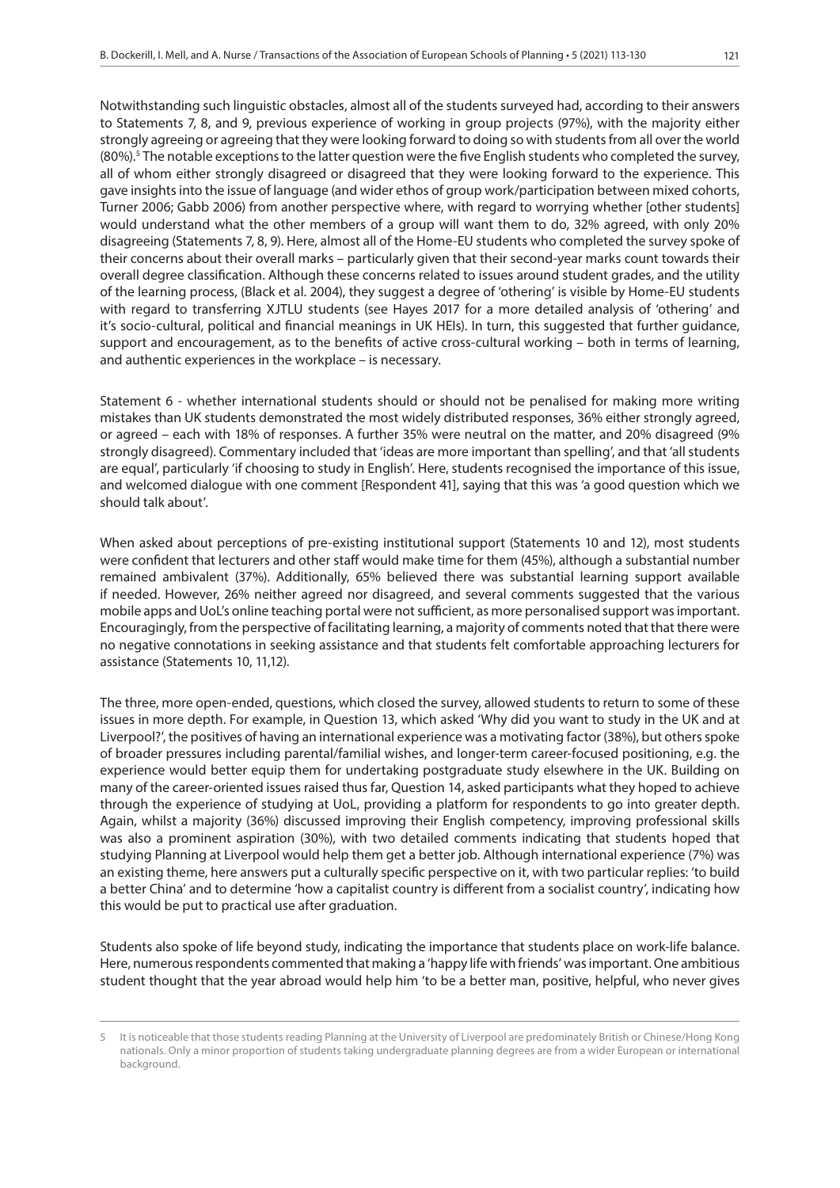Notwithstanding such linguistic obstacles, almost all of the students surveyed had, according to their answers to Statements 7, 8, and 9, previous experience of working in group projects (97%), with the majority either strongly agreeing or agreeing that they were looking forward to doing so with students from all over the world (80%).[5] The notable exceptions to the latter question were the five English students who completed the survey, all of whom either strongly disagreed or disagreed that they were looking forward to the experience. This gave insights into the issue of language (and wider ethos of group work/participation between mixed cohorts, Turner 2006; Gabb 2006) from another perspective where, with regard to worrying whether [other students] would understand what the other members of a group will want them to do, 32% agreed, with only 20% disagreeing (Statements 7, 8, 9). Here, almost all of the Home-EU students who completed the survey spoke of their concerns about their overall marks – particularly given that their second-year marks count towards their overall degree classification. Although these concerns related to issues around student grades, and the utility of the learning process, (Black et al. 2004), they suggest a degree of 'othering' is visible by Home-EU students with regard to transferring XJTLU students (see Hayes 2017 for a more detailed analysis of 'othering' and it's socio-cultural, political and financial meanings in UK HEIs). In turn, this suggested that further guidance, support and encouragement, as to the benefits of active cross-cultural working – both in terms of learning, and authentic experiences in the workplace – is necessary.

Statement 6 - whether international students should or should not be penalised for making more writing mistakes than UK students demonstrated the most widely distributed responses, 36% either strongly agreed, or agreed – each with 18% of responses. A further 35% were neutral on the matter, and 20% disagreed (9% strongly disagreed). Commentary included that 'ideas are more important than spelling', and that 'all students are equal', particularly 'if choosing to study in English'. Here, students recognised the importance of this issue, and welcomed dialogue with one comment [Respondent 41], saying that this was 'a good question which we should talk about'.

When asked about perceptions of pre-existing institutional support (Statements 10 and 12), most students were confident that lecturers and other staff would make time for them (45%), although a substantial number remained ambivalent (37%). Additionally, 65% believed there was substantial learning support available if needed. However, 26% neither agreed nor disagreed, and several comments suggested that the various mobile apps and UoL's online teaching portal were not sufficient, as more personalised support was important. Encouragingly, from the perspective of facilitating learning, a majority of comments noted that that there were no negative connotations in seeking assistance and that students felt comfortable approaching lecturers for assistance (Statements 10, 11,12).

The three, more open-ended, questions, which closed the survey, allowed students to return to some of these issues in more depth. For example, in Question 13, which asked 'Why did you want to study in the UK and at Liverpool?', the positives of having an international experience was a motivating factor (38%), but others spoke of broader pressures including parental/familial wishes, and longer-term career-focused positioning, e.g. the experience would better equip them for undertaking postgraduate study elsewhere in the UK. Building on many of the career-oriented issues raised thus far, Question 14, asked participants what they hoped to achieve through the experience of studying at UoL, providing a platform for respondents to go into greater depth. Again, whilst a majority (36%) discussed improving their English competency, improving professional skills was also a prominent aspiration (30%), with two detailed comments indicating that students hoped that studying Planning at Liverpool would help them get a better job. Although international experience (7%) was an existing theme, here answers put a culturally specific perspective on it, with two particular replies: 'to build a better China' and to determine 'how a capitalist country is different from a socialist country', indicating how this would be put to practical use after graduation.

Students also spoke of life beyond study, indicating the importance that students place on work-life balance. Here, numerous respondents commented that making a 'happy life with friends' was important. One ambitious student thought that the year abroad would help him 'to be a better man, positive, helpful, who never gives

---

5 It is noticeable that those students reading Planning at the University of Liverpool are predominately British or Chinese/Hong Kong nationals. Only a minor proportion of students taking undergraduate planning degrees are from a wider European or international background.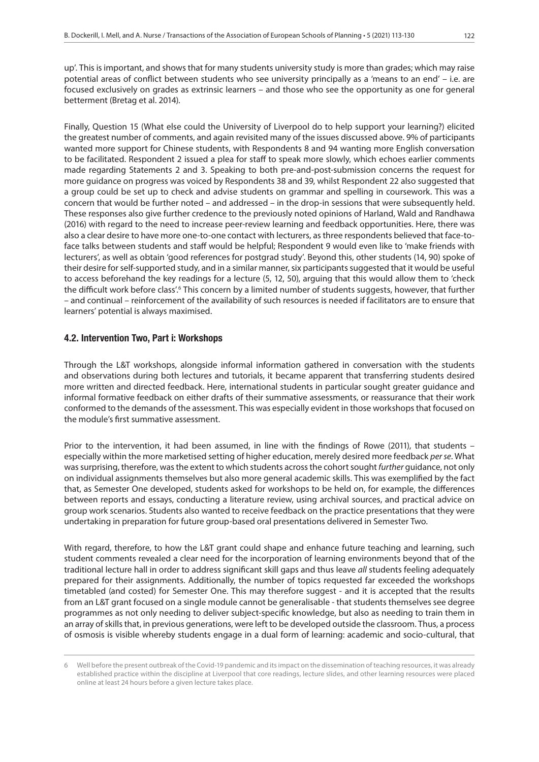up'. This is important, and shows that for many students university study is more than grades; which may raise potential areas of conflict between students who see university principally as a 'means to an end' – i.e. are focused exclusively on grades as extrinsic learners – and those who see the opportunity as one for general betterment (Bretag et al. 2014).

Finally, Question 15 (What else could the University of Liverpool do to help support your learning?) elicited the greatest number of comments, and again revisited many of the issues discussed above. 9% of participants wanted more support for Chinese students, with Respondents 8 and 94 wanting more English conversation to be facilitated. Respondent 2 issued a plea for staff to speak more slowly, which echoes earlier comments made regarding Statements 2 and 3. Speaking to both pre-and-post-submission concerns the request for more guidance on progress was voiced by Respondents 38 and 39, whilst Respondent 22 also suggested that a group could be set up to check and advise students on grammar and spelling in coursework. This was a concern that would be further noted – and addressed – in the drop-in sessions that were subsequently held. These responses also give further credence to the previously noted opinions of Harland, Wald and Randhawa (2016) with regard to the need to increase peer-review learning and feedback opportunities. Here, there was also a clear desire to have more one-to-one contact with lecturers, as three respondents believed that face-to-face talks between students and staff would be helpful; Respondent 9 would even like to 'make friends with lecturers', as well as obtain 'good references for postgrad study'. Beyond this, other students (14, 90) spoke of their desire for self-supported study, and in a similar manner, six participants suggested that it would be useful to access beforehand the key readings for a lecture (5, 12, 50), arguing that this would allow them to 'check the difficult work before class'.[6] This concern by a limited number of students suggests, however, that further – and continual – reinforcement of the availability of such resources is needed if facilitators are to ensure that learners' potential is always maximised.

### 4.2. Intervention Two, Part i: Workshops

Through the L&T workshops, alongside informal information gathered in conversation with the students and observations during both lectures and tutorials, it became apparent that transferring students desired more written and directed feedback. Here, international students in particular sought greater guidance and informal formative feedback on either drafts of their summative assessments, or reassurance that their work conformed to the demands of the assessment. This was especially evident in those workshops that focused on the module's first summative assessment.

Prior to the intervention, it had been assumed, in line with the findings of Rowe (2011), that students – especially within the more marketised setting of higher education, merely desired more feedback *per se*. What was surprising, therefore, was the extent to which students across the cohort sought *further* guidance, not only on individual assignments themselves but also more general academic skills. This was exemplified by the fact that, as Semester One developed, students asked for workshops to be held on, for example, the differences between reports and essays, conducting a literature review, using archival sources, and practical advice on group work scenarios. Students also wanted to receive feedback on the practice presentations that they were undertaking in preparation for future group-based oral presentations delivered in Semester Two.

With regard, therefore, to how the L&T grant could shape and enhance future teaching and learning, such student comments revealed a clear need for the incorporation of learning environments beyond that of the traditional lecture hall in order to address significant skill gaps and thus leave *all* students feeling adequately prepared for their assignments. Additionally, the number of topics requested far exceeded the workshops timetabled (and costed) for Semester One. This may therefore suggest - and it is accepted that the results from an L&T grant focused on a single module cannot be generalisable - that students themselves see degree programmes as not only needing to deliver subject-specific knowledge, but also as needing to train them in an array of skills that, in previous generations, were left to be developed outside the classroom. Thus, a process of osmosis is visible whereby students engage in a dual form of learning: academic and socio-cultural, that

---

6 Well before the present outbreak of the Covid-19 pandemic and its impact on the dissemination of teaching resources, it was already established practice within the discipline at Liverpool that core readings, lecture slides, and other learning resources were placed online at least 24 hours before a given lecture takes place.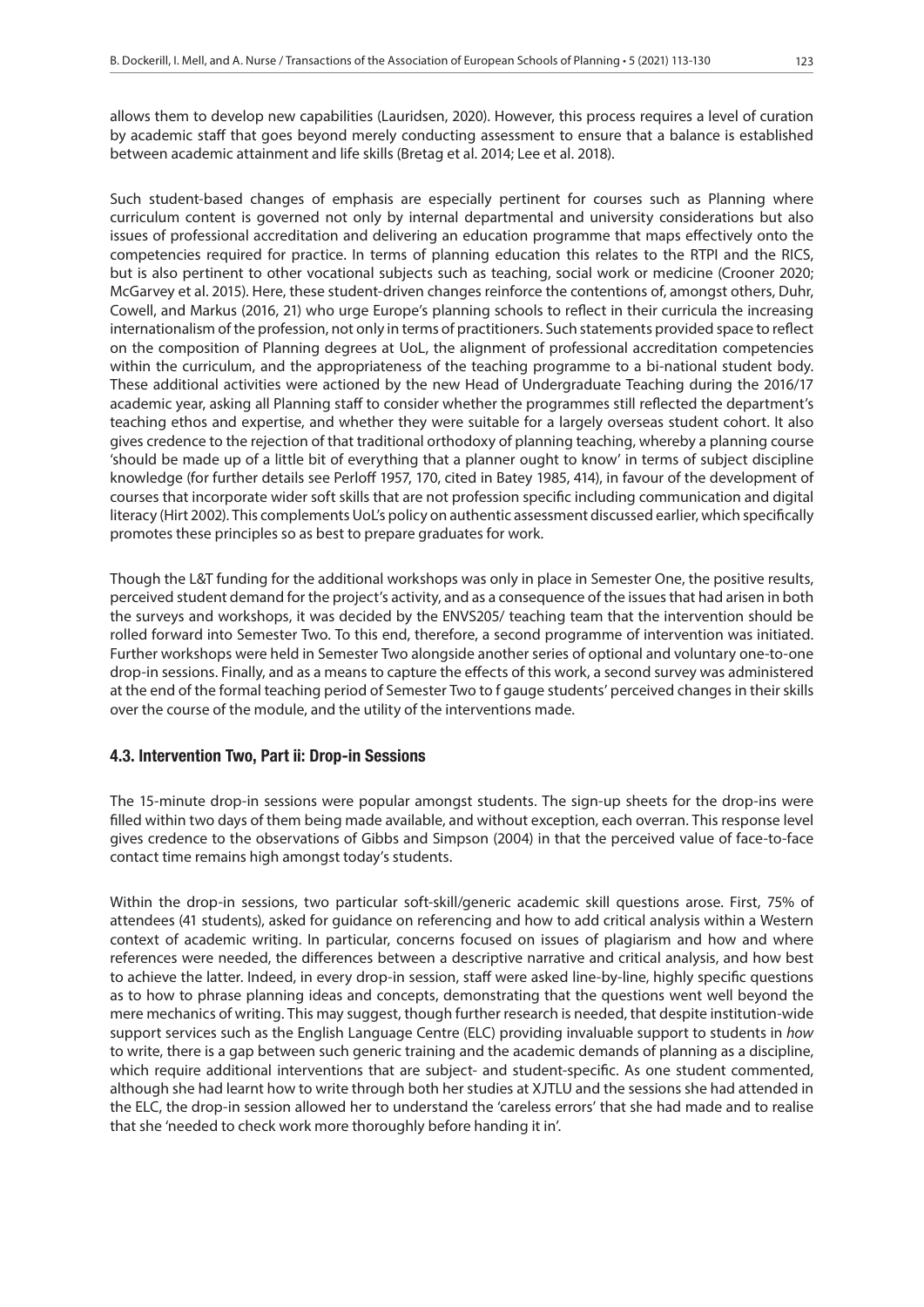allows them to develop new capabilities (Lauridsen, 2020). However, this process requires a level of curation by academic staff that goes beyond merely conducting assessment to ensure that a balance is established between academic attainment and life skills (Bretag et al. 2014; Lee et al. 2018).

Such student-based changes of emphasis are especially pertinent for courses such as Planning where curriculum content is governed not only by internal departmental and university considerations but also issues of professional accreditation and delivering an education programme that maps effectively onto the competencies required for practice. In terms of planning education this relates to the RTPI and the RICS, but is also pertinent to other vocational subjects such as teaching, social work or medicine (Crooner 2020; McGarvey et al. 2015). Here, these student-driven changes reinforce the contentions of, amongst others, Duhr, Cowell, and Markus (2016, 21) who urge Europe's planning schools to reflect in their curricula the increasing internationalism of the profession, not only in terms of practitioners. Such statements provided space to reflect on the composition of Planning degrees at UoL, the alignment of professional accreditation competencies within the curriculum, and the appropriateness of the teaching programme to a bi-national student body. These additional activities were actioned by the new Head of Undergraduate Teaching during the 2016/17 academic year, asking all Planning staff to consider whether the programmes still reflected the department's teaching ethos and expertise, and whether they were suitable for a largely overseas student cohort. It also gives credence to the rejection of that traditional orthodoxy of planning teaching, whereby a planning course 'should be made up of a little bit of everything that a planner ought to know' in terms of subject discipline knowledge (for further details see Perloff 1957, 170, cited in Batey 1985, 414), in favour of the development of courses that incorporate wider soft skills that are not profession specific including communication and digital literacy (Hirt 2002). This complements UoL's policy on authentic assessment discussed earlier, which specifically promotes these principles so as best to prepare graduates for work.

Though the L&T funding for the additional workshops was only in place in Semester One, the positive results, perceived student demand for the project's activity, and as a consequence of the issues that had arisen in both the surveys and workshops, it was decided by the ENVS205/ teaching team that the intervention should be rolled forward into Semester Two. To this end, therefore, a second programme of intervention was initiated. Further workshops were held in Semester Two alongside another series of optional and voluntary one-to-one drop-in sessions. Finally, and as a means to capture the effects of this work, a second survey was administered at the end of the formal teaching period of Semester Two to f gauge students' perceived changes in their skills over the course of the module, and the utility of the interventions made.

### 4.3. Intervention Two, Part ii: Drop-in Sessions

The 15-minute drop-in sessions were popular amongst students. The sign-up sheets for the drop-ins were filled within two days of them being made available, and without exception, each overran. This response level gives credence to the observations of Gibbs and Simpson (2004) in that the perceived value of face-to-face contact time remains high amongst today's students.

Within the drop-in sessions, two particular soft-skill/generic academic skill questions arose. First, 75% of attendees (41 students), asked for guidance on referencing and how to add critical analysis within a Western context of academic writing. In particular, concerns focused on issues of plagiarism and how and where references were needed, the differences between a descriptive narrative and critical analysis, and how best to achieve the latter. Indeed, in every drop-in session, staff were asked line-by-line, highly specific questions as to how to phrase planning ideas and concepts, demonstrating that the questions went well beyond the mere mechanics of writing. This may suggest, though further research is needed, that despite institution-wide support services such as the English Language Centre (ELC) providing invaluable support to students in *how* to write, there is a gap between such generic training and the academic demands of planning as a discipline, which require additional interventions that are subject- and student-specific. As one student commented, although she had learnt how to write through both her studies at XJTLU and the sessions she had attended in the ELC, the drop-in session allowed her to understand the 'careless errors' that she had made and to realise that she 'needed to check work more thoroughly before handing it in'.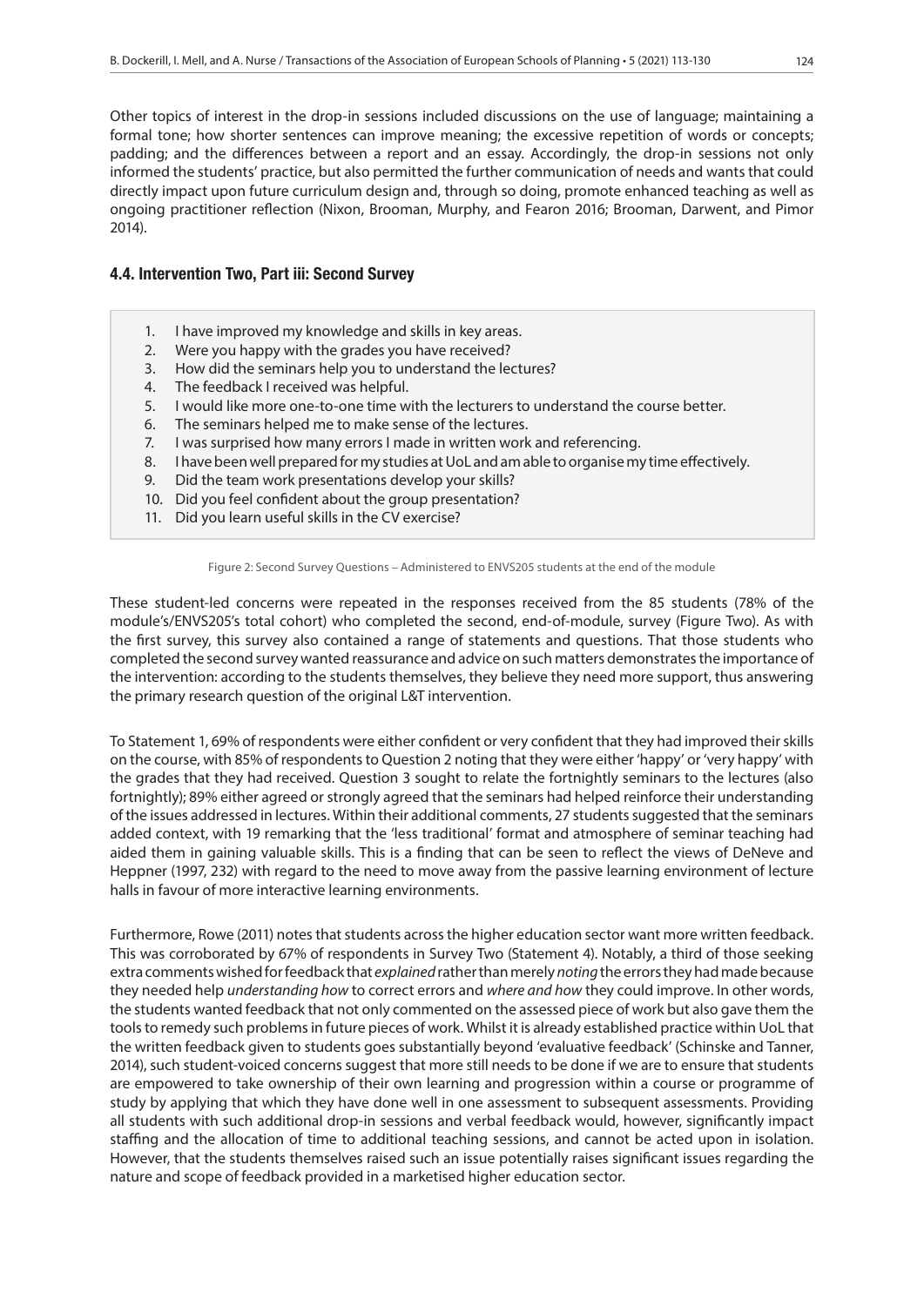Other topics of interest in the drop-in sessions included discussions on the use of language; maintaining a formal tone; how shorter sentences can improve meaning; the excessive repetition of words or concepts; padding; and the differences between a report and an essay. Accordingly, the drop-in sessions not only informed the students' practice, but also permitted the further communication of needs and wants that could directly impact upon future curriculum design and, through so doing, promote enhanced teaching as well as ongoing practitioner reflection (Nixon, Brooman, Murphy, and Fearon 2016; Brooman, Darwent, and Pimor 2014).

### 4.4. Intervention Two, Part iii: Second Survey

1. I have improved my knowledge and skills in key areas.
2. Were you happy with the grades you have received?
3. How did the seminars help you to understand the lectures?
4. The feedback I received was helpful.
5. I would like more one-to-one time with the lecturers to understand the course better.
6. The seminars helped me to make sense of the lectures.
7. I was surprised how many errors I made in written work and referencing.
8. I have been well prepared for my studies at UoL and am able to organise my time effectively.
9. Did the team work presentations develop your skills?
10. Did you feel confident about the group presentation?
11. Did you learn useful skills in the CV exercise?

Figure 2: Second Survey Questions – Administered to ENVS205 students at the end of the module

These student-led concerns were repeated in the responses received from the 85 students (78% of the module's/ENVS205's total cohort) who completed the second, end-of-module, survey (Figure Two). As with the first survey, this survey also contained a range of statements and questions. That those students who completed the second survey wanted reassurance and advice on such matters demonstrates the importance of the intervention: according to the students themselves, they believe they need more support, thus answering the primary research question of the original L&T intervention.

To Statement 1, 69% of respondents were either confident or very confident that they had improved their skills on the course, with 85% of respondents to Question 2 noting that they were either 'happy' or 'very happy' with the grades that they had received. Question 3 sought to relate the fortnightly seminars to the lectures (also fortnightly); 89% either agreed or strongly agreed that the seminars had helped reinforce their understanding of the issues addressed in lectures. Within their additional comments, 27 students suggested that the seminars added context, with 19 remarking that the 'less traditional' format and atmosphere of seminar teaching had aided them in gaining valuable skills. This is a finding that can be seen to reflect the views of DeNeve and Heppner (1997, 232) with regard to the need to move away from the passive learning environment of lecture halls in favour of more interactive learning environments.

Furthermore, Rowe (2011) notes that students across the higher education sector want more written feedback. This was corroborated by 67% of respondents in Survey Two (Statement 4). Notably, a third of those seeking extra comments wished for feedback that *explained* rather than merely *noting* the errors they had made because they needed help *understanding how* to correct errors and *where and how* they could improve. In other words, the students wanted feedback that not only commented on the assessed piece of work but also gave them the tools to remedy such problems in future pieces of work. Whilst it is already established practice within UoL that the written feedback given to students goes substantially beyond 'evaluative feedback' (Schinske and Tanner, 2014), such student-voiced concerns suggest that more still needs to be done if we are to ensure that students are empowered to take ownership of their own learning and progression within a course or programme of study by applying that which they have done well in one assessment to subsequent assessments. Providing all students with such additional drop-in sessions and verbal feedback would, however, significantly impact staffing and the allocation of time to additional teaching sessions, and cannot be acted upon in isolation. However, that the students themselves raised such an issue potentially raises significant issues regarding the nature and scope of feedback provided in a marketised higher education sector.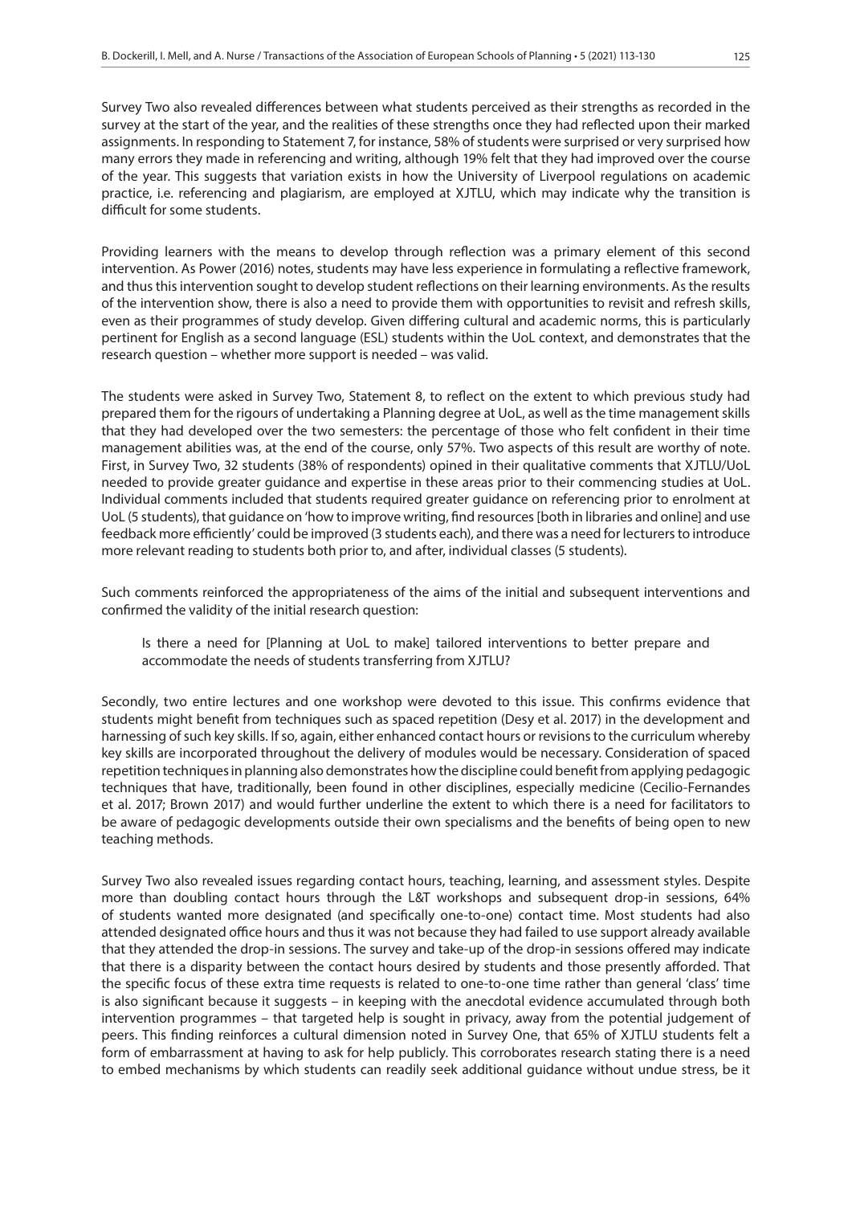Survey Two also revealed differences between what students perceived as their strengths as recorded in the survey at the start of the year, and the realities of these strengths once they had reflected upon their marked assignments. In responding to Statement 7, for instance, 58% of students were surprised or very surprised how many errors they made in referencing and writing, although 19% felt that they had improved over the course of the year. This suggests that variation exists in how the University of Liverpool regulations on academic practice, i.e. referencing and plagiarism, are employed at XJTLU, which may indicate why the transition is difficult for some students.

Providing learners with the means to develop through reflection was a primary element of this second intervention. As Power (2016) notes, students may have less experience in formulating a reflective framework, and thus this intervention sought to develop student reflections on their learning environments. As the results of the intervention show, there is also a need to provide them with opportunities to revisit and refresh skills, even as their programmes of study develop. Given differing cultural and academic norms, this is particularly pertinent for English as a second language (ESL) students within the UoL context, and demonstrates that the research question – whether more support is needed – was valid.

The students were asked in Survey Two, Statement 8, to reflect on the extent to which previous study had prepared them for the rigours of undertaking a Planning degree at UoL, as well as the time management skills that they had developed over the two semesters: the percentage of those who felt confident in their time management abilities was, at the end of the course, only 57%. Two aspects of this result are worthy of note. First, in Survey Two, 32 students (38% of respondents) opined in their qualitative comments that XJTLU/UoL needed to provide greater guidance and expertise in these areas prior to their commencing studies at UoL. Individual comments included that students required greater guidance on referencing prior to enrolment at UoL (5 students), that guidance on 'how to improve writing, find resources [both in libraries and online] and use feedback more efficiently' could be improved (3 students each), and there was a need for lecturers to introduce more relevant reading to students both prior to, and after, individual classes (5 students).

Such comments reinforced the appropriateness of the aims of the initial and subsequent interventions and confirmed the validity of the initial research question:

> Is there a need for [Planning at UoL to make] tailored interventions to better prepare and accommodate the needs of students transferring from XJTLU?

Secondly, two entire lectures and one workshop were devoted to this issue. This confirms evidence that students might benefit from techniques such as spaced repetition (Desy et al. 2017) in the development and harnessing of such key skills. If so, again, either enhanced contact hours or revisions to the curriculum whereby key skills are incorporated throughout the delivery of modules would be necessary. Consideration of spaced repetition techniques in planning also demonstrates how the discipline could benefit from applying pedagogic techniques that have, traditionally, been found in other disciplines, especially medicine (Cecilio-Fernandes et al. 2017; Brown 2017) and would further underline the extent to which there is a need for facilitators to be aware of pedagogic developments outside their own specialisms and the benefits of being open to new teaching methods.

Survey Two also revealed issues regarding contact hours, teaching, learning, and assessment styles. Despite more than doubling contact hours through the L&T workshops and subsequent drop-in sessions, 64% of students wanted more designated (and specifically one-to-one) contact time. Most students had also attended designated office hours and thus it was not because they had failed to use support already available that they attended the drop-in sessions. The survey and take-up of the drop-in sessions offered may indicate that there is a disparity between the contact hours desired by students and those presently afforded. That the specific focus of these extra time requests is related to one-to-one time rather than general 'class' time is also significant because it suggests – in keeping with the anecdotal evidence accumulated through both intervention programmes – that targeted help is sought in privacy, away from the potential judgement of peers. This finding reinforces a cultural dimension noted in Survey One, that 65% of XJTLU students felt a form of embarrassment at having to ask for help publicly. This corroborates research stating there is a need to embed mechanisms by which students can readily seek additional guidance without undue stress, be it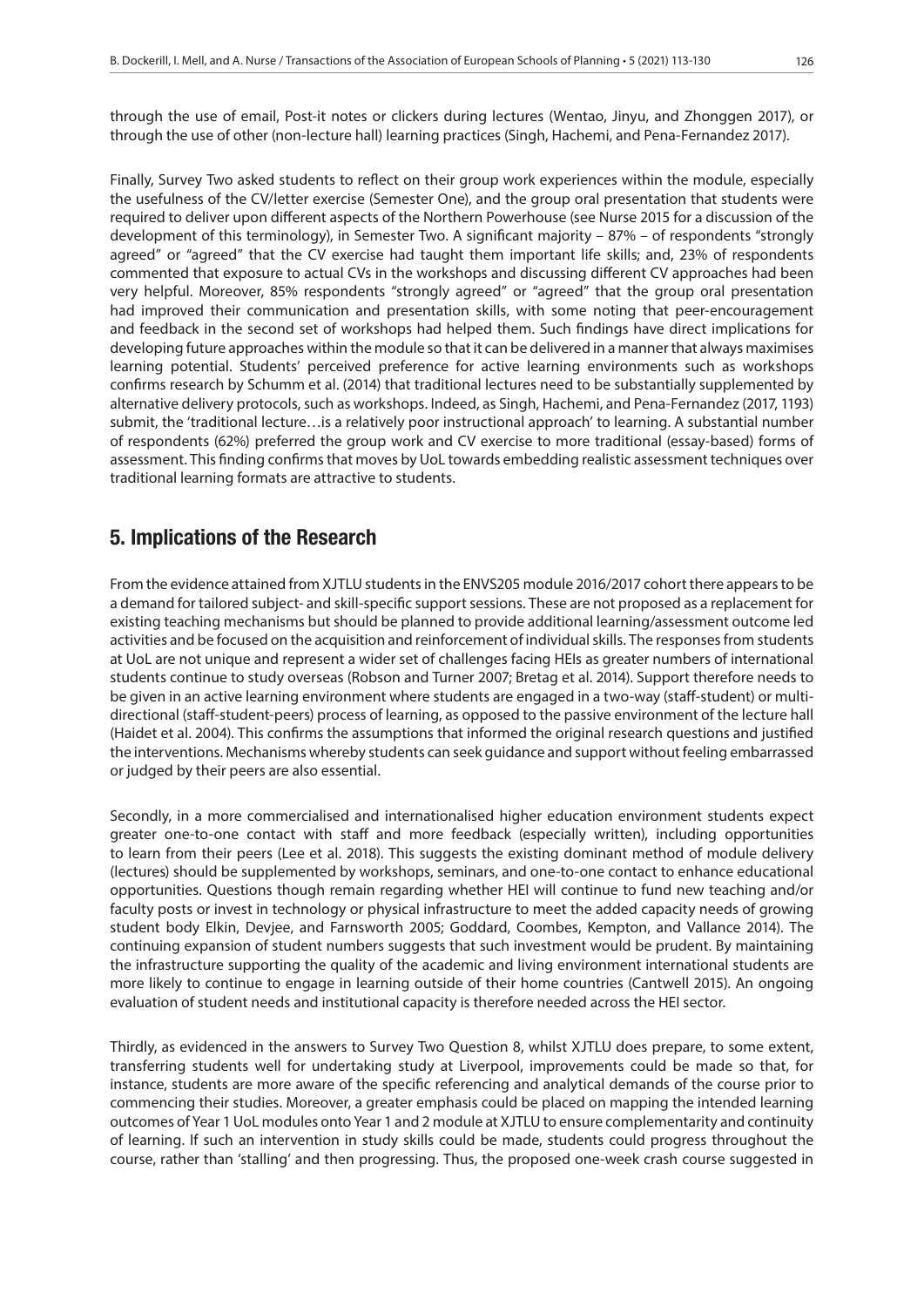through the use of email, Post-it notes or clickers during lectures (Wentao, Jinyu, and Zhonggen 2017), or through the use of other (non-lecture hall) learning practices (Singh, Hachemi, and Pena-Fernandez 2017).

Finally, Survey Two asked students to reflect on their group work experiences within the module, especially the usefulness of the CV/letter exercise (Semester One), and the group oral presentation that students were required to deliver upon different aspects of the Northern Powerhouse (see Nurse 2015 for a discussion of the development of this terminology), in Semester Two. A significant majority – 87% – of respondents "strongly agreed" or "agreed" that the CV exercise had taught them important life skills; and, 23% of respondents commented that exposure to actual CVs in the workshops and discussing different CV approaches had been very helpful. Moreover, 85% respondents "strongly agreed" or "agreed" that the group oral presentation had improved their communication and presentation skills, with some noting that peer-encouragement and feedback in the second set of workshops had helped them. Such findings have direct implications for developing future approaches within the module so that it can be delivered in a manner that always maximises learning potential. Students' perceived preference for active learning environments such as workshops confirms research by Schumm et al. (2014) that traditional lectures need to be substantially supplemented by alternative delivery protocols, such as workshops. Indeed, as Singh, Hachemi, and Pena-Fernandez (2017, 1193) submit, the 'traditional lecture…is a relatively poor instructional approach' to learning. A substantial number of respondents (62%) preferred the group work and CV exercise to more traditional (essay-based) forms of assessment. This finding confirms that moves by UoL towards embedding realistic assessment techniques over traditional learning formats are attractive to students.

## 5. Implications of the Research

From the evidence attained from XJTLU students in the ENVS205 module 2016/2017 cohort there appears to be a demand for tailored subject- and skill-specific support sessions. These are not proposed as a replacement for existing teaching mechanisms but should be planned to provide additional learning/assessment outcome led activities and be focused on the acquisition and reinforcement of individual skills. The responses from students at UoL are not unique and represent a wider set of challenges facing HEIs as greater numbers of international students continue to study overseas (Robson and Turner 2007; Bretag et al. 2014). Support therefore needs to be given in an active learning environment where students are engaged in a two-way (staff-student) or multi-directional (staff-student-peers) process of learning, as opposed to the passive environment of the lecture hall (Haidet et al. 2004). This confirms the assumptions that informed the original research questions and justified the interventions. Mechanisms whereby students can seek guidance and support without feeling embarrassed or judged by their peers are also essential.

Secondly, in a more commercialised and internationalised higher education environment students expect greater one-to-one contact with staff and more feedback (especially written), including opportunities to learn from their peers (Lee et al. 2018). This suggests the existing dominant method of module delivery (lectures) should be supplemented by workshops, seminars, and one-to-one contact to enhance educational opportunities. Questions though remain regarding whether HEI will continue to fund new teaching and/or faculty posts or invest in technology or physical infrastructure to meet the added capacity needs of growing student body Elkin, Devjee, and Farnsworth 2005; Goddard, Coombes, Kempton, and Vallance 2014). The continuing expansion of student numbers suggests that such investment would be prudent. By maintaining the infrastructure supporting the quality of the academic and living environment international students are more likely to continue to engage in learning outside of their home countries (Cantwell 2015). An ongoing evaluation of student needs and institutional capacity is therefore needed across the HEI sector.

Thirdly, as evidenced in the answers to Survey Two Question 8, whilst XJTLU does prepare, to some extent, transferring students well for undertaking study at Liverpool, improvements could be made so that, for instance, students are more aware of the specific referencing and analytical demands of the course prior to commencing their studies. Moreover, a greater emphasis could be placed on mapping the intended learning outcomes of Year 1 UoL modules onto Year 1 and 2 module at XJTLU to ensure complementarity and continuity of learning. If such an intervention in study skills could be made, students could progress throughout the course, rather than 'stalling' and then progressing. Thus, the proposed one-week crash course suggested in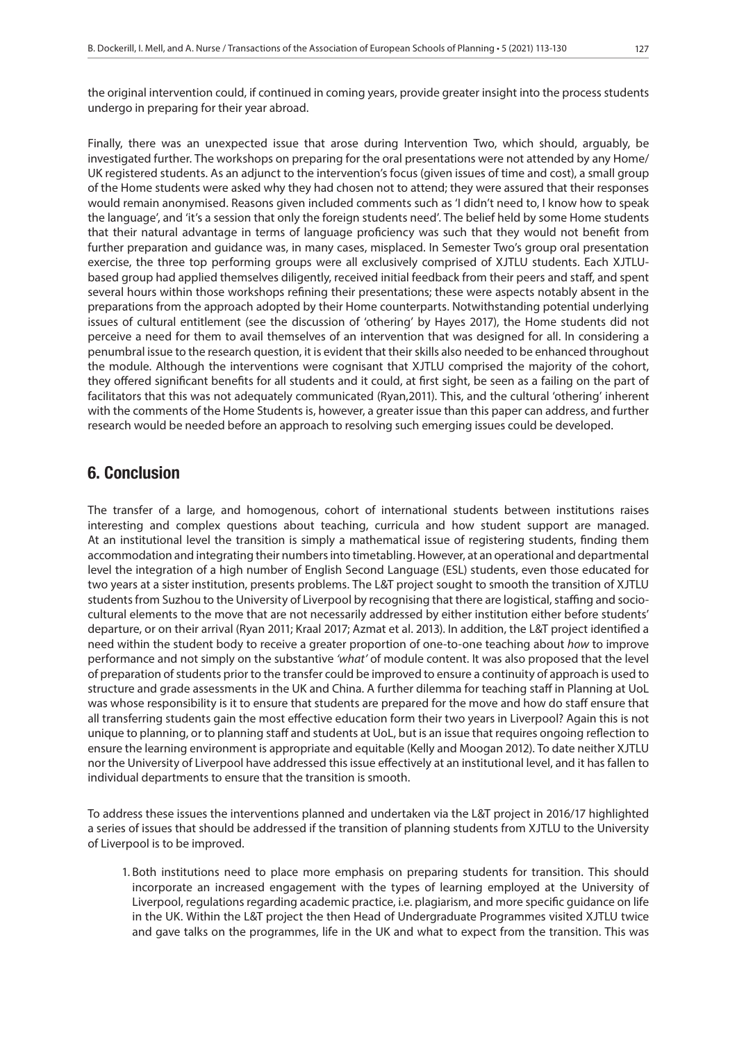the original intervention could, if continued in coming years, provide greater insight into the process students undergo in preparing for their year abroad.

Finally, there was an unexpected issue that arose during Intervention Two, which should, arguably, be investigated further. The workshops on preparing for the oral presentations were not attended by any Home/UK registered students. As an adjunct to the intervention's focus (given issues of time and cost), a small group of the Home students were asked why they had chosen not to attend; they were assured that their responses would remain anonymised. Reasons given included comments such as 'I didn't need to, I know how to speak the language', and 'it's a session that only the foreign students need'. The belief held by some Home students that their natural advantage in terms of language proficiency was such that they would not benefit from further preparation and guidance was, in many cases, misplaced. In Semester Two's group oral presentation exercise, the three top performing groups were all exclusively comprised of XJTLU students. Each XJTLU-based group had applied themselves diligently, received initial feedback from their peers and staff, and spent several hours within those workshops refining their presentations; these were aspects notably absent in the preparations from the approach adopted by their Home counterparts. Notwithstanding potential underlying issues of cultural entitlement (see the discussion of 'othering' by Hayes 2017), the Home students did not perceive a need for them to avail themselves of an intervention that was designed for all. In considering a penumbral issue to the research question, it is evident that their skills also needed to be enhanced throughout the module. Although the interventions were cognisant that XJTLU comprised the majority of the cohort, they offered significant benefits for all students and it could, at first sight, be seen as a failing on the part of facilitators that this was not adequately communicated (Ryan,2011). This, and the cultural 'othering' inherent with the comments of the Home Students is, however, a greater issue than this paper can address, and further research would be needed before an approach to resolving such emerging issues could be developed.

## 6. Conclusion

The transfer of a large, and homogenous, cohort of international students between institutions raises interesting and complex questions about teaching, curricula and how student support are managed. At an institutional level the transition is simply a mathematical issue of registering students, finding them accommodation and integrating their numbers into timetabling. However, at an operational and departmental level the integration of a high number of English Second Language (ESL) students, even those educated for two years at a sister institution, presents problems. The L&T project sought to smooth the transition of XJTLU students from Suzhou to the University of Liverpool by recognising that there are logistical, staffing and socio-cultural elements to the move that are not necessarily addressed by either institution either before students' departure, or on their arrival (Ryan 2011; Kraal 2017; Azmat et al. 2013). In addition, the L&T project identified a need within the student body to receive a greater proportion of one-to-one teaching about *how* to improve performance and not simply on the substantive *'what'* of module content. It was also proposed that the level of preparation of students prior to the transfer could be improved to ensure a continuity of approach is used to structure and grade assessments in the UK and China. A further dilemma for teaching staff in Planning at UoL was whose responsibility is it to ensure that students are prepared for the move and how do staff ensure that all transferring students gain the most effective education form their two years in Liverpool? Again this is not unique to planning, or to planning staff and students at UoL, but is an issue that requires ongoing reflection to ensure the learning environment is appropriate and equitable (Kelly and Moogan 2012). To date neither XJTLU nor the University of Liverpool have addressed this issue effectively at an institutional level, and it has fallen to individual departments to ensure that the transition is smooth.

To address these issues the interventions planned and undertaken via the L&T project in 2016/17 highlighted a series of issues that should be addressed if the transition of planning students from XJTLU to the University of Liverpool is to be improved.

1. Both institutions need to place more emphasis on preparing students for transition. This should incorporate an increased engagement with the types of learning employed at the University of Liverpool, regulations regarding academic practice, i.e. plagiarism, and more specific guidance on life in the UK. Within the L&T project the then Head of Undergraduate Programmes visited XJTLU twice and gave talks on the programmes, life in the UK and what to expect from the transition. This was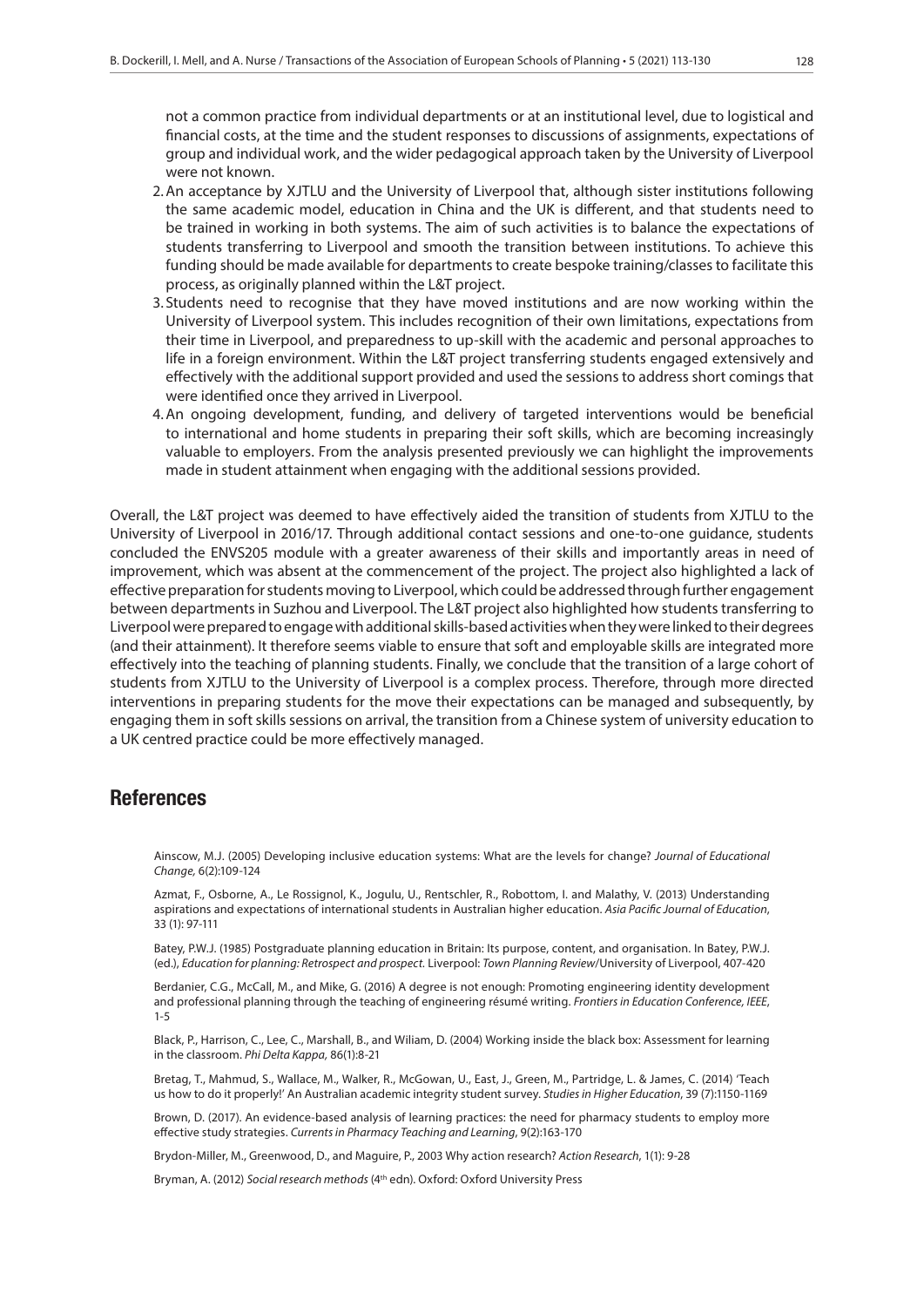not a common practice from individual departments or at an institutional level, due to logistical and financial costs, at the time and the student responses to discussions of assignments, expectations of group and individual work, and the wider pedagogical approach taken by the University of Liverpool were not known.

2. An acceptance by XJTLU and the University of Liverpool that, although sister institutions following the same academic model, education in China and the UK is different, and that students need to be trained in working in both systems. The aim of such activities is to balance the expectations of students transferring to Liverpool and smooth the transition between institutions. To achieve this funding should be made available for departments to create bespoke training/classes to facilitate this process, as originally planned within the L&T project.
3. Students need to recognise that they have moved institutions and are now working within the University of Liverpool system. This includes recognition of their own limitations, expectations from their time in Liverpool, and preparedness to up-skill with the academic and personal approaches to life in a foreign environment. Within the L&T project transferring students engaged extensively and effectively with the additional support provided and used the sessions to address short comings that were identified once they arrived in Liverpool.
4. An ongoing development, funding, and delivery of targeted interventions would be beneficial to international and home students in preparing their soft skills, which are becoming increasingly valuable to employers. From the analysis presented previously we can highlight the improvements made in student attainment when engaging with the additional sessions provided.

Overall, the L&T project was deemed to have effectively aided the transition of students from XJTLU to the University of Liverpool in 2016/17. Through additional contact sessions and one-to-one guidance, students concluded the ENVS205 module with a greater awareness of their skills and importantly areas in need of improvement, which was absent at the commencement of the project. The project also highlighted a lack of effective preparation for students moving to Liverpool, which could be addressed through further engagement between departments in Suzhou and Liverpool. The L&T project also highlighted how students transferring to Liverpool were prepared to engage with additional skills-based activities when they were linked to their degrees (and their attainment). It therefore seems viable to ensure that soft and employable skills are integrated more effectively into the teaching of planning students. Finally, we conclude that the transition of a large cohort of students from XJTLU to the University of Liverpool is a complex process. Therefore, through more directed interventions in preparing students for the move their expectations can be managed and subsequently, by engaging them in soft skills sessions on arrival, the transition from a Chinese system of university education to a UK centred practice could be more effectively managed.

## References

Ainscow, M.J. (2005) Developing inclusive education systems: What are the levels for change? *Journal of Educational Change*, 6(2):109-124

Azmat, F., Osborne, A., Le Rossignol, K., Jogulu, U., Rentschler, R., Robottom, I. and Malathy, V. (2013) Understanding aspirations and expectations of international students in Australian higher education. *Asia Pacific Journal of Education*, 33 (1): 97-111

Batey, P.W.J. (1985) Postgraduate planning education in Britain: Its purpose, content, and organisation. In Batey, P.W.J. (ed.), *Education for planning: Retrospect and prospect*. Liverpool: *Town Planning Review*/University of Liverpool, 407-420

Berdanier, C.G., McCall, M., and Mike, G. (2016) A degree is not enough: Promoting engineering identity development and professional planning through the teaching of engineering résumé writing. *Frontiers in Education Conference, IEEE*, 1-5

Black, P., Harrison, C., Lee, C., Marshall, B., and Wiliam, D. (2004) Working inside the black box: Assessment for learning in the classroom. *Phi Delta Kappa*, 86(1):8-21

Bretag, T., Mahmud, S., Wallace, M., Walker, R., McGowan, U., East, J., Green, M., Partridge, L. & James, C. (2014) 'Teach us how to do it properly!' An Australian academic integrity student survey. *Studies in Higher Education*, 39 (7):1150-1169

Brown, D. (2017). An evidence-based analysis of learning practices: the need for pharmacy students to employ more effective study strategies. *Currents in Pharmacy Teaching and Learning*, 9(2):163-170

Brydon-Miller, M., Greenwood, D., and Maguire, P., 2003 Why action research? *Action Research*, 1(1): 9-28

Bryman, A. (2012) *Social research methods* (4th edn). Oxford: Oxford University Press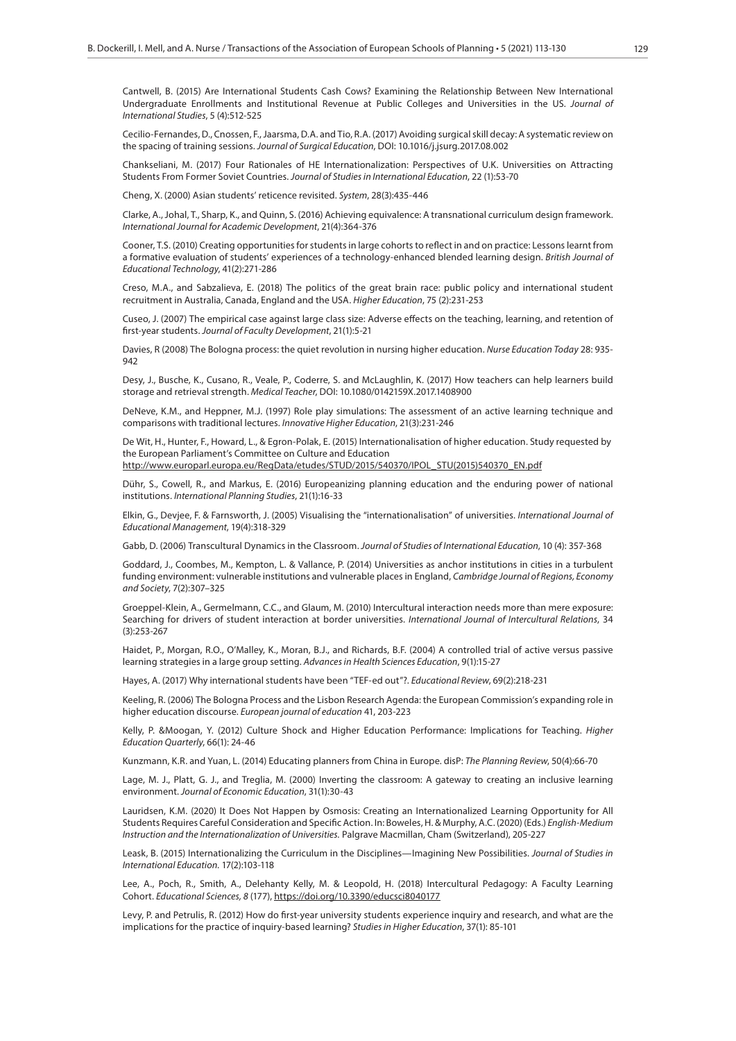Cantwell, B. (2015) Are International Students Cash Cows? Examining the Relationship Between New International Undergraduate Enrollments and Institutional Revenue at Public Colleges and Universities in the US. *Journal of International Studies*, 5 (4):512-525

Cecilio-Fernandes, D., Cnossen, F., Jaarsma, D.A. and Tio, R.A. (2017) Avoiding surgical skill decay: A systematic review on the spacing of training sessions. *Journal of Surgical Education*, DOI: 10.1016/j.jsurg.2017.08.002

Chankseliani, M. (2017) Four Rationales of HE Internationalization: Perspectives of U.K. Universities on Attracting Students From Former Soviet Countries. *Journal of Studies in International Education*, 22 (1):53-70

Cheng, X. (2000) Asian students' reticence revisited. *System*, 28(3):435-446

Clarke, A., Johal, T., Sharp, K., and Quinn, S. (2016) Achieving equivalence: A transnational curriculum design framework. *International Journal for Academic Development*, 21(4):364-376

Cooner, T.S. (2010) Creating opportunities for students in large cohorts to reflect in and on practice: Lessons learnt from a formative evaluation of students' experiences of a technology-enhanced blended learning design. *British Journal of Educational Technology*, 41(2):271-286

Creso, M.A., and Sabzalieva, E. (2018) The politics of the great brain race: public policy and international student recruitment in Australia, Canada, England and the USA. *Higher Education*, 75 (2):231-253

Cuseo, J. (2007) The empirical case against large class size: Adverse effects on the teaching, learning, and retention of first-year students. *Journal of Faculty Development*, 21(1):5-21

Davies, R (2008) The Bologna process: the quiet revolution in nursing higher education. *Nurse Education Today* 28: 935-942

Desy, J., Busche, K., Cusano, R., Veale, P., Coderre, S. and McLaughlin, K. (2017) How teachers can help learners build storage and retrieval strength. *Medical Teacher*, DOI: 10.1080/0142159X.2017.1408900

DeNeve, K.M., and Heppner, M.J. (1997) Role play simulations: The assessment of an active learning technique and comparisons with traditional lectures. *Innovative Higher Education*, 21(3):231-246

De Wit, H., Hunter, F., Howard, L., & Egron-Polak, E. (2015) Internationalisation of higher education. Study requested by the European Parliament's Committee on Culture and Education
http://www.europarl.europa.eu/RegData/etudes/STUD/2015/540370/IPOL_STU(2015)540370_EN.pdf

Dühr, S., Cowell, R., and Markus, E. (2016) Europeanizing planning education and the enduring power of national institutions. *International Planning Studies*, 21(1):16-33

Elkin, G., Devjee, F. & Farnsworth, J. (2005) Visualising the "internationalisation" of universities. *International Journal of Educational Management*, 19(4):318-329

Gabb, D. (2006) Transcultural Dynamics in the Classroom. *Journal of Studies of International Education*, 10 (4): 357-368

Goddard, J., Coombes, M., Kempton, L. & Vallance, P. (2014) Universities as anchor institutions in cities in a turbulent funding environment: vulnerable institutions and vulnerable places in England, *Cambridge Journal of Regions, Economy and Society*, 7(2):307–325

Groeppel-Klein, A., Germelmann, C.C., and Glaum, M. (2010) Intercultural interaction needs more than mere exposure: Searching for drivers of student interaction at border universities. *International Journal of Intercultural Relations*, 34 (3):253-267

Haidet, P., Morgan, R.O., O'Malley, K., Moran, B.J., and Richards, B.F. (2004) A controlled trial of active versus passive learning strategies in a large group setting. *Advances in Health Sciences Education*, 9(1):15-27

Hayes, A. (2017) Why international students have been "TEF-ed out"?. *Educational Review*, 69(2):218-231

Keeling, R. (2006) The Bologna Process and the Lisbon Research Agenda: the European Commission's expanding role in higher education discourse. *European journal of education* 41, 203-223

Kelly, P. &Moogan, Y. (2012) Culture Shock and Higher Education Performance: Implications for Teaching. *Higher Education Quarterly*, 66(1): 24-46

Kunzmann, K.R. and Yuan, L. (2014) Educating planners from China in Europe. disP: *The Planning Review*, 50(4):66-70

Lage, M. J., Platt, G. J., and Treglia, M. (2000) Inverting the classroom: A gateway to creating an inclusive learning environment. *Journal of Economic Education*, 31(1):30-43

Lauridsen, K.M. (2020) It Does Not Happen by Osmosis: Creating an Internationalized Learning Opportunity for All Students Requires Careful Consideration and Specific Action. In: Boweles, H. & Murphy, A.C. (2020) (Eds.) *English-Medium Instruction and the Internationalization of Universities.* Palgrave Macmillan, Cham (Switzerland), 205-227

Leask, B. (2015) Internationalizing the Curriculum in the Disciplines—Imagining New Possibilities. *Journal of Studies in International Education.* 17(2):103-118

Lee, A., Poch, R., Smith, A., Delehanty Kelly, M. & Leopold, H. (2018) Intercultural Pedagogy: A Faculty Learning Cohort. *Educational Sciences, 8* (177), https://doi.org/10.3390/educsci8040177

Levy, P. and Petrulis, R. (2012) How do first-year university students experience inquiry and research, and what are the implications for the practice of inquiry-based learning? *Studies in Higher Education*, 37(1): 85-101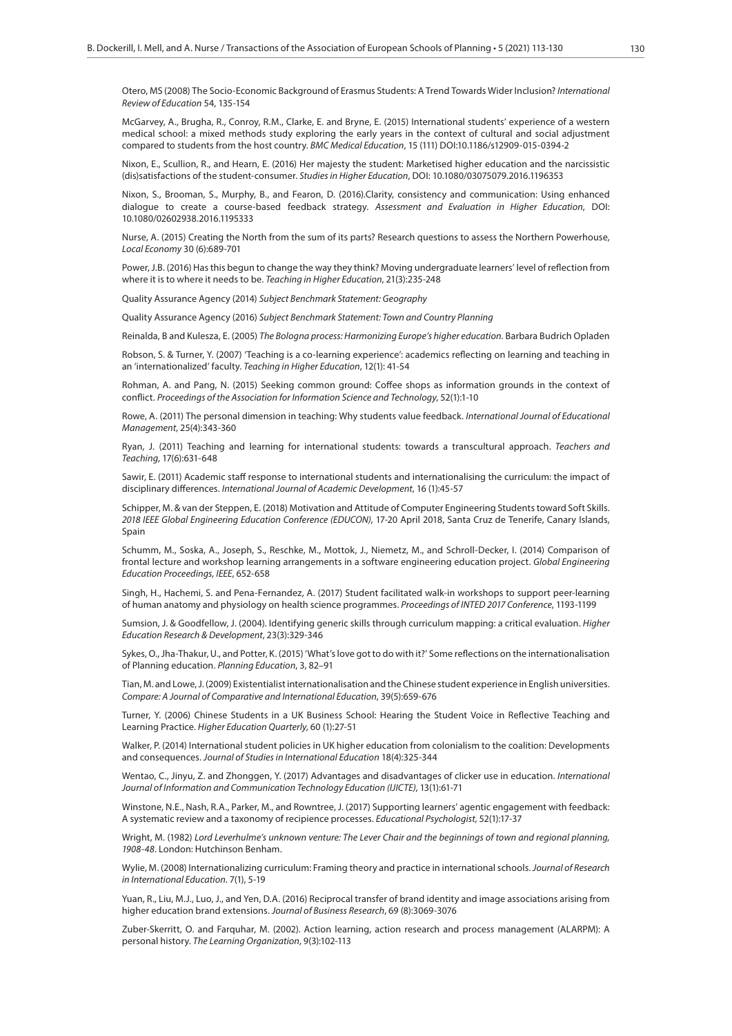Otero, MS (2008) The Socio-Economic Background of Erasmus Students: A Trend Towards Wider Inclusion? *International Review of Education* 54, 135-154

McGarvey, A., Brugha, R., Conroy, R.M., Clarke, E. and Bryne, E. (2015) International students' experience of a western medical school: a mixed methods study exploring the early years in the context of cultural and social adjustment compared to students from the host country. *BMC Medical Education*, 15 (111) DOI:10.1186/s12909-015-0394-2

Nixon, E., Scullion, R., and Hearn, E. (2016) Her majesty the student: Marketised higher education and the narcissistic (dis)satisfactions of the student-consumer. *Studies in Higher Education*, DOI: 10.1080/03075079.2016.1196353

Nixon, S., Brooman, S., Murphy, B., and Fearon, D. (2016).Clarity, consistency and communication: Using enhanced dialogue to create a course-based feedback strategy. *Assessment and Evaluation in Higher Education*, DOI: 10.1080/02602938.2016.1195333

Nurse, A. (2015) Creating the North from the sum of its parts? Research questions to assess the Northern Powerhouse, *Local Economy* 30 (6):689-701

Power, J.B. (2016) Has this begun to change the way they think? Moving undergraduate learners' level of reflection from where it is to where it needs to be. *Teaching in Higher Education*, 21(3):235-248

Quality Assurance Agency (2014) *Subject Benchmark Statement: Geography*

Quality Assurance Agency (2016) *Subject Benchmark Statement: Town and Country Planning*

Reinalda, B and Kulesza, E. (2005) *The Bologna process: Harmonizing Europe's higher education.* Barbara Budrich Opladen

Robson, S. & Turner, Y. (2007) 'Teaching is a co-learning experience': academics reflecting on learning and teaching in an 'internationalized' faculty. *Teaching in Higher Education*, 12(1): 41-54

Rohman, A. and Pang, N. (2015) Seeking common ground: Coffee shops as information grounds in the context of conflict. *Proceedings of the Association for Information Science and Technology*, 52(1):1-10

Rowe, A. (2011) The personal dimension in teaching: Why students value feedback. *International Journal of Educational Management*, 25(4):343-360

Ryan, J. (2011) Teaching and learning for international students: towards a transcultural approach. *Teachers and Teaching*, 17(6):631-648

Sawir, E. (2011) Academic staff response to international students and internationalising the curriculum: the impact of disciplinary differences. *International Journal of Academic Development*, 16 (1):45-57

Schipper, M. & van der Steppen, E. (2018) Motivation and Attitude of Computer Engineering Students toward Soft Skills. *2018 IEEE Global Engineering Education Conference (EDUCON)*, 17-20 April 2018, Santa Cruz de Tenerife, Canary Islands, Spain

Schumm, M., Soska, A., Joseph, S., Reschke, M., Mottok, J., Niemetz, M., and Schroll-Decker, I. (2014) Comparison of frontal lecture and workshop learning arrangements in a software engineering education project. *Global Engineering Education Proceedings, IEEE*, 652-658

Singh, H., Hachemi, S. and Pena-Fernandez, A. (2017) Student facilitated walk-in workshops to support peer-learning of human anatomy and physiology on health science programmes. *Proceedings of INTED 2017 Conference,* 1193-1199

Sumsion, J. & Goodfellow, J. (2004). Identifying generic skills through curriculum mapping: a critical evaluation. *Higher Education Research & Development*, 23(3):329-346

Sykes, O., Jha-Thakur, U., and Potter, K. (2015) 'What's love got to do with it?' Some reflections on the internationalisation of Planning education. *Planning Education*, 3, 82–91

Tian, M. and Lowe, J. (2009) Existentialist internationalisation and the Chinese student experience in English universities. *Compare: A Journal of Comparative and International Education*, 39(5):659-676

Turner, Y. (2006) Chinese Students in a UK Business School: Hearing the Student Voice in Reflective Teaching and Learning Practice. *Higher Education Quarterly*, 60 (1):27-51

Walker, P. (2014) International student policies in UK higher education from colonialism to the coalition: Developments and consequences. *Journal of Studies in International Education* 18(4):325-344

Wentao, C., Jinyu, Z. and Zhonggen, Y. (2017) Advantages and disadvantages of clicker use in education. *International Journal of Information and Communication Technology Education (IJICTE)*, 13(1):61-71

Winstone, N.E., Nash, R.A., Parker, M., and Rowntree, J. (2017) Supporting learners' agentic engagement with feedback: A systematic review and a taxonomy of recipience processes. *Educational Psychologist*, 52(1):17-37

Wright, M. (1982) *Lord Leverhulme's unknown venture: The Lever Chair and the beginnings of town and regional planning, 1908-48*. London: Hutchinson Benham.

Wylie, M. (2008) Internationalizing curriculum: Framing theory and practice in international schools. *Journal of Research in International Education*. 7(1), 5-19

Yuan, R., Liu, M.J., Luo, J., and Yen, D.A. (2016) Reciprocal transfer of brand identity and image associations arising from higher education brand extensions. *Journal of Business Research*, 69 (8):3069-3076

Zuber-Skerritt, O. and Farquhar, M. (2002). Action learning, action research and process management (ALARPM): A personal history. *The Learning Organization*, 9(3):102-113